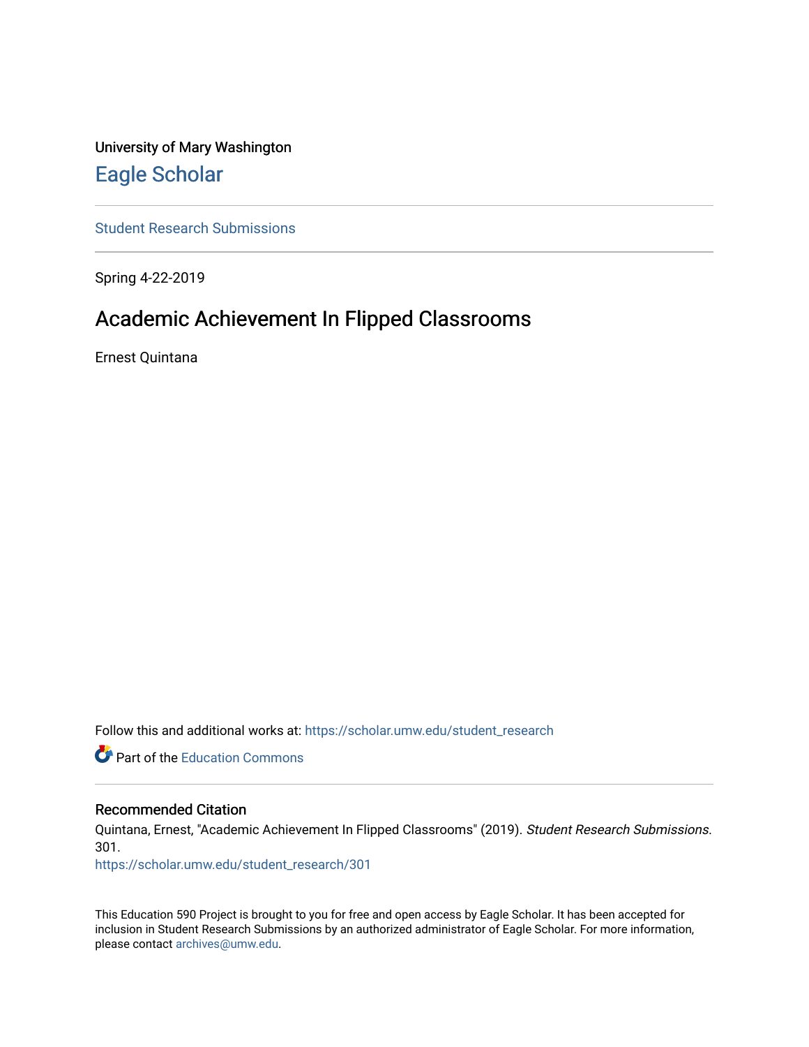University of Mary Washington

# Eagle Scholar

Student Research Submissions

Spring 4-22-2019

## Academic Achievement In Flipped Classrooms

Ernest Quintana

Follow this and additional works at: https://scholar.umw.edu/student_research

Part of the Education Commons

### Recommended Citation

Quintana, Ernest, "Academic Achievement In Flipped Classrooms" (2019). *Student Research Submissions*. 301.
https://scholar.umw.edu/student_research/301

This Education 590 Project is brought to you for free and open access by Eagle Scholar. It has been accepted for inclusion in Student Research Submissions by an authorized administrator of Eagle Scholar. For more information, please contact archives@umw.edu.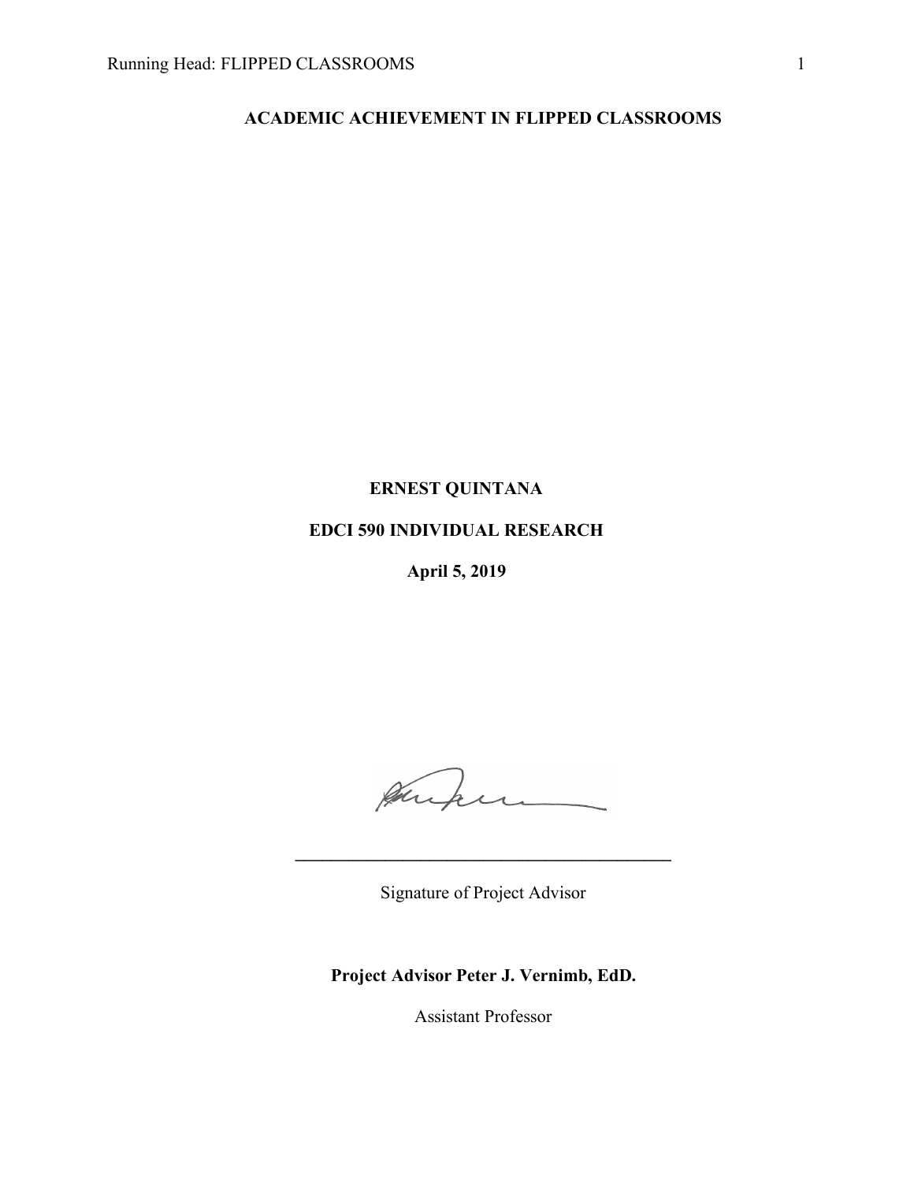# ACADEMIC ACHIEVEMENT IN FLIPPED CLASSROOMS

**ERNEST QUINTANA**

**EDCI 590 INDIVIDUAL RESEARCH**

**April 5, 2019**

\_\_\_\_\_\_\_\_\_\_\_\_\_\_\_\_\_\_\_\_\_\_\_\_\_\_\_\_\_\_\_\_\_\_\_\_\_\_\_\_\_\_

Signature of Project Advisor

**Project Advisor Peter J. Vernimb, EdD.**

Assistant Professor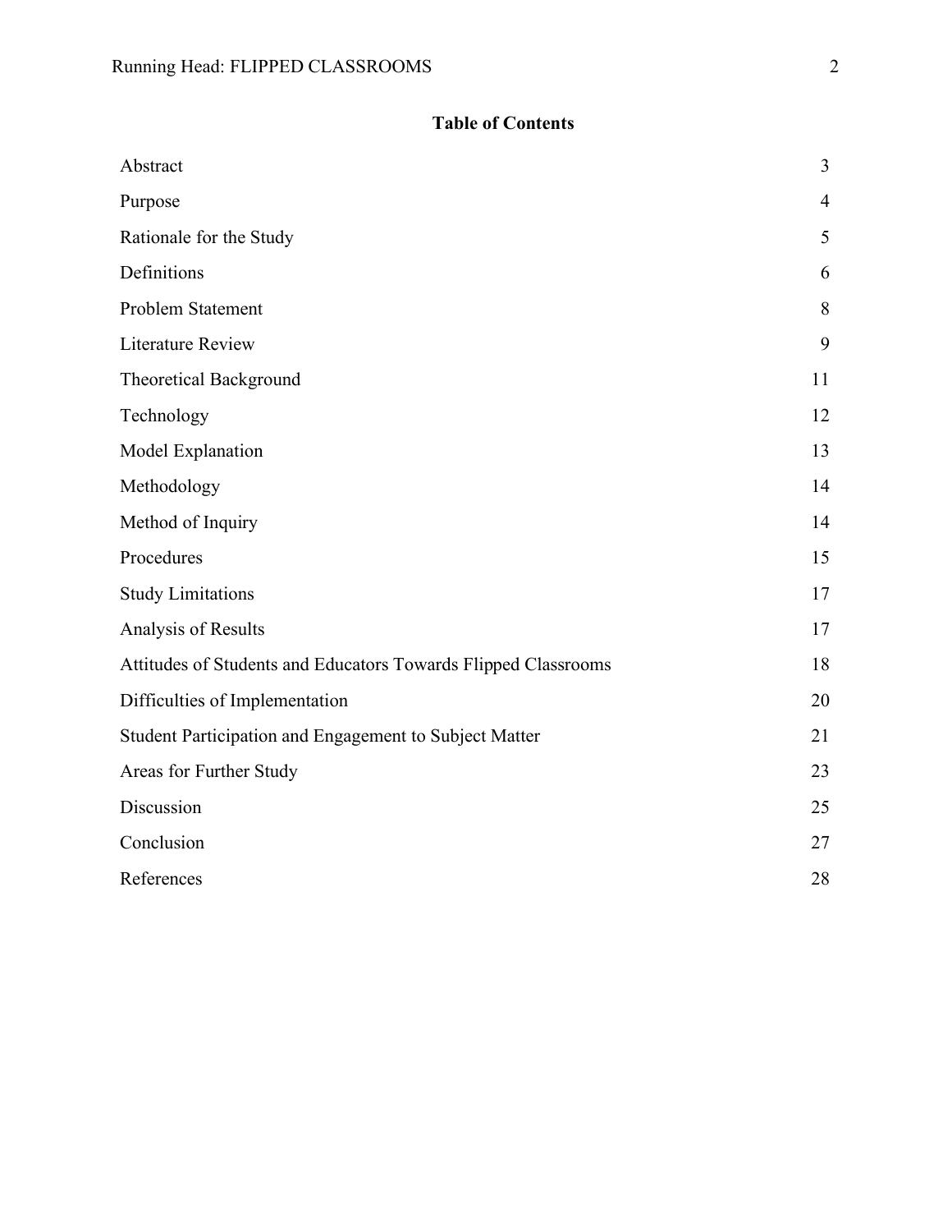**Table of Contents**

| | |
|---|---|
| Abstract | 3 |
| Purpose | 4 |
| Rationale for the Study | 5 |
| Definitions | 6 |
| Problem Statement | 8 |
| Literature Review | 9 |
| Theoretical Background | 11 |
| Technology | 12 |
| Model Explanation | 13 |
| Methodology | 14 |
| Method of Inquiry | 14 |
| Procedures | 15 |
| Study Limitations | 17 |
| Analysis of Results | 17 |
| Attitudes of Students and Educators Towards Flipped Classrooms | 18 |
| Difficulties of Implementation | 20 |
| Student Participation and Engagement to Subject Matter | 21 |
| Areas for Further Study | 23 |
| Discussion | 25 |
| Conclusion | 27 |
| References | 28 |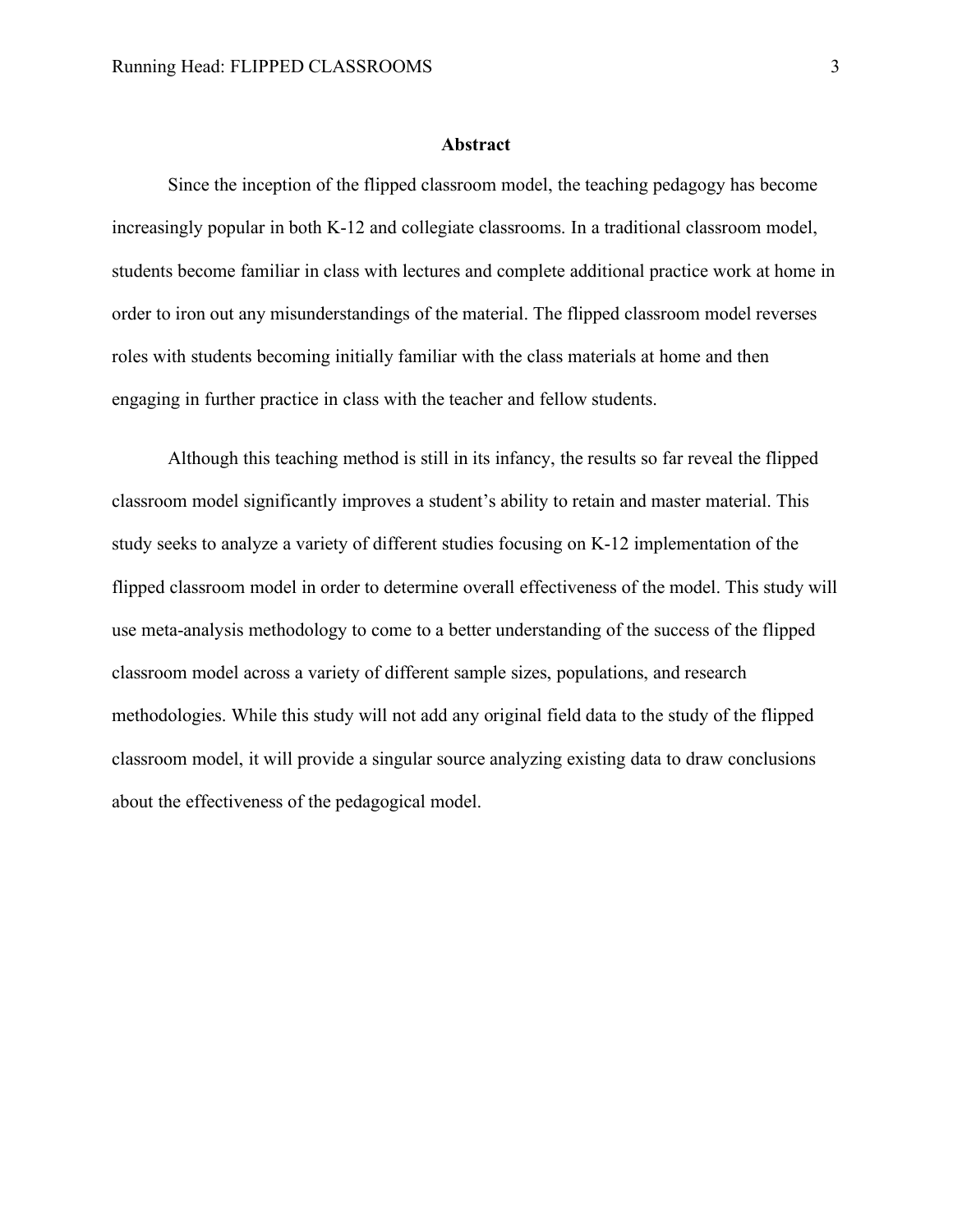# Abstract

Since the inception of the flipped classroom model, the teaching pedagogy has become increasingly popular in both K-12 and collegiate classrooms. In a traditional classroom model, students become familiar in class with lectures and complete additional practice work at home in order to iron out any misunderstandings of the material. The flipped classroom model reverses roles with students becoming initially familiar with the class materials at home and then engaging in further practice in class with the teacher and fellow students.

Although this teaching method is still in its infancy, the results so far reveal the flipped classroom model significantly improves a student's ability to retain and master material. This study seeks to analyze a variety of different studies focusing on K-12 implementation of the flipped classroom model in order to determine overall effectiveness of the model. This study will use meta-analysis methodology to come to a better understanding of the success of the flipped classroom model across a variety of different sample sizes, populations, and research methodologies. While this study will not add any original field data to the study of the flipped classroom model, it will provide a singular source analyzing existing data to draw conclusions about the effectiveness of the pedagogical model.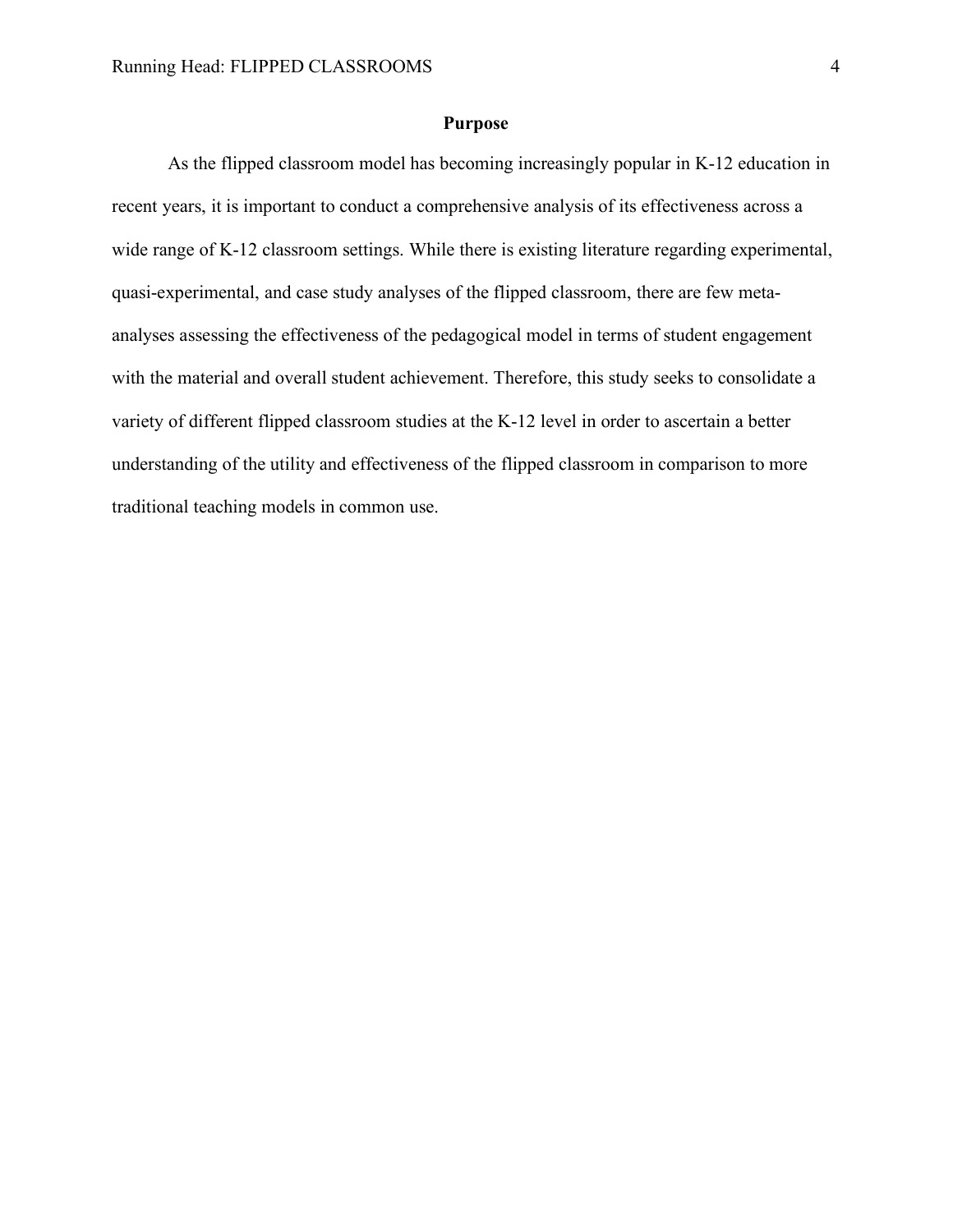## Purpose

As the flipped classroom model has becoming increasingly popular in K-12 education in recent years, it is important to conduct a comprehensive analysis of its effectiveness across a wide range of K-12 classroom settings. While there is existing literature regarding experimental, quasi-experimental, and case study analyses of the flipped classroom, there are few meta-analyses assessing the effectiveness of the pedagogical model in terms of student engagement with the material and overall student achievement. Therefore, this study seeks to consolidate a variety of different flipped classroom studies at the K-12 level in order to ascertain a better understanding of the utility and effectiveness of the flipped classroom in comparison to more traditional teaching models in common use.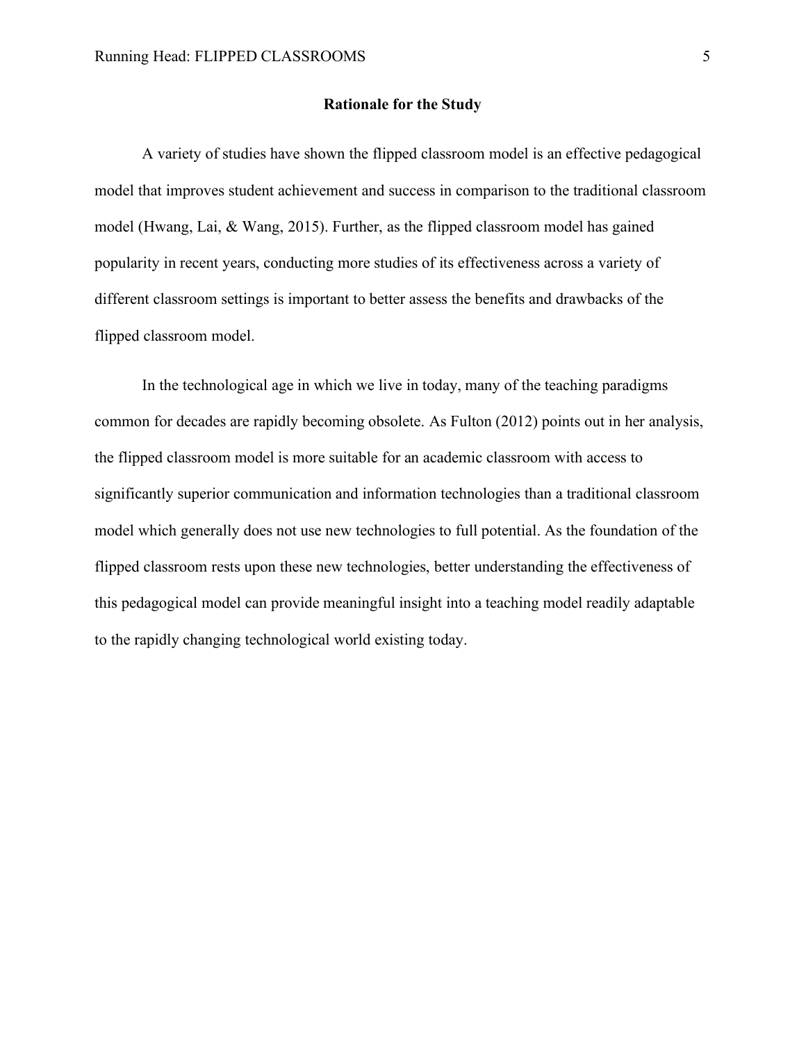## Rationale for the Study

A variety of studies have shown the flipped classroom model is an effective pedagogical model that improves student achievement and success in comparison to the traditional classroom model (Hwang, Lai, & Wang, 2015). Further, as the flipped classroom model has gained popularity in recent years, conducting more studies of its effectiveness across a variety of different classroom settings is important to better assess the benefits and drawbacks of the flipped classroom model.

In the technological age in which we live in today, many of the teaching paradigms common for decades are rapidly becoming obsolete. As Fulton (2012) points out in her analysis, the flipped classroom model is more suitable for an academic classroom with access to significantly superior communication and information technologies than a traditional classroom model which generally does not use new technologies to full potential. As the foundation of the flipped classroom rests upon these new technologies, better understanding the effectiveness of this pedagogical model can provide meaningful insight into a teaching model readily adaptable to the rapidly changing technological world existing today.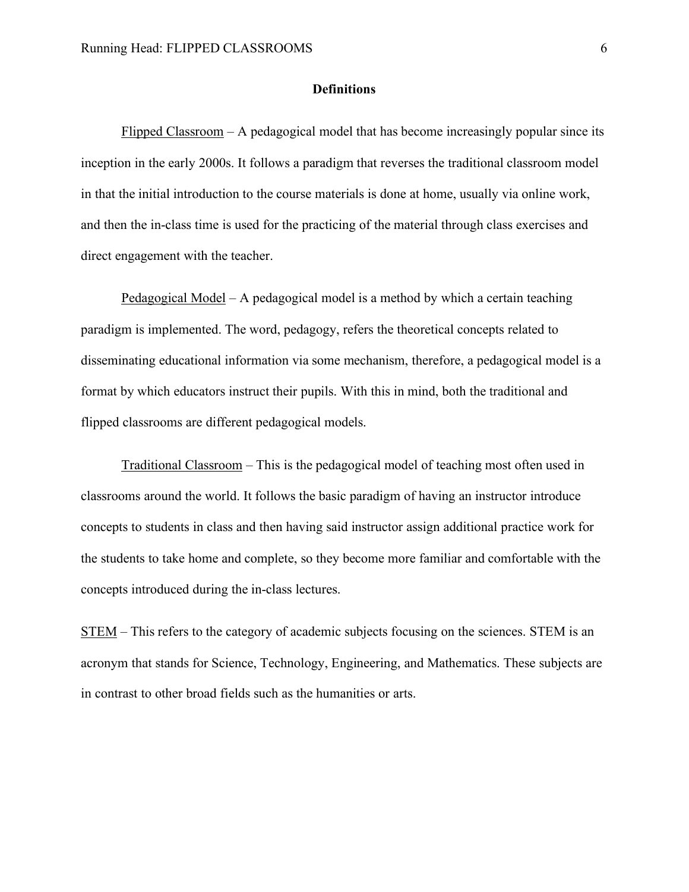## Definitions

Flipped Classroom – A pedagogical model that has become increasingly popular since its inception in the early 2000s. It follows a paradigm that reverses the traditional classroom model in that the initial introduction to the course materials is done at home, usually via online work, and then the in-class time is used for the practicing of the material through class exercises and direct engagement with the teacher.

Pedagogical Model – A pedagogical model is a method by which a certain teaching paradigm is implemented. The word, pedagogy, refers the theoretical concepts related to disseminating educational information via some mechanism, therefore, a pedagogical model is a format by which educators instruct their pupils. With this in mind, both the traditional and flipped classrooms are different pedagogical models.

Traditional Classroom – This is the pedagogical model of teaching most often used in classrooms around the world. It follows the basic paradigm of having an instructor introduce concepts to students in class and then having said instructor assign additional practice work for the students to take home and complete, so they become more familiar and comfortable with the concepts introduced during the in-class lectures.

STEM – This refers to the category of academic subjects focusing on the sciences. STEM is an acronym that stands for Science, Technology, Engineering, and Mathematics. These subjects are in contrast to other broad fields such as the humanities or arts.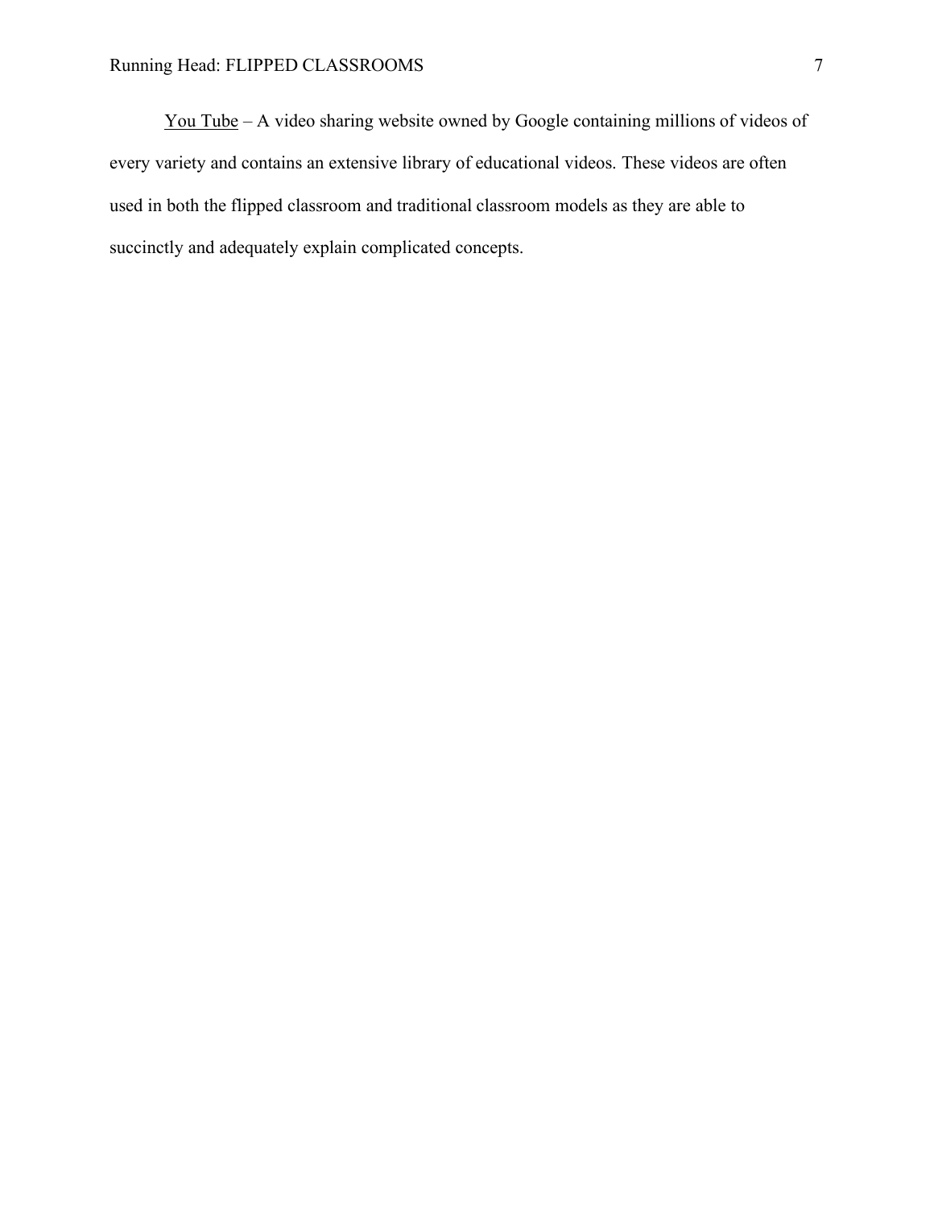<u>You Tube</u> – A video sharing website owned by Google containing millions of videos of every variety and contains an extensive library of educational videos. These videos are often used in both the flipped classroom and traditional classroom models as they are able to succinctly and adequately explain complicated concepts.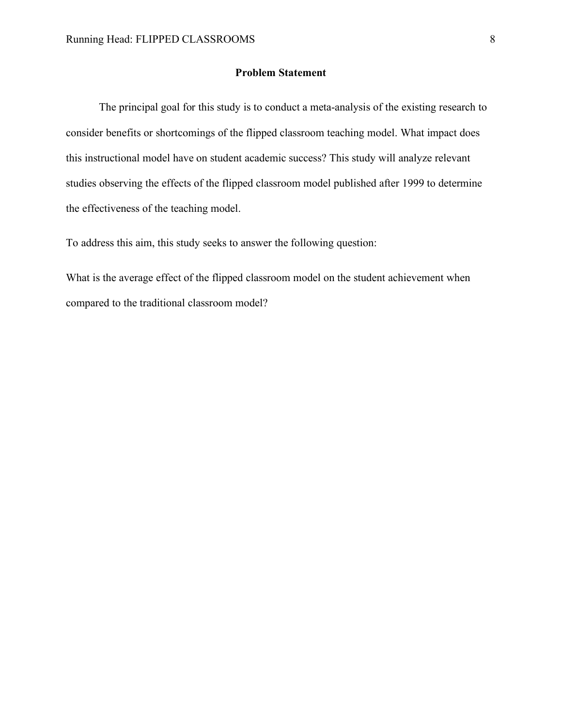## Problem Statement

The principal goal for this study is to conduct a meta-analysis of the existing research to consider benefits or shortcomings of the flipped classroom teaching model. What impact does this instructional model have on student academic success? This study will analyze relevant studies observing the effects of the flipped classroom model published after 1999 to determine the effectiveness of the teaching model.

To address this aim, this study seeks to answer the following question:

What is the average effect of the flipped classroom model on the student achievement when compared to the traditional classroom model?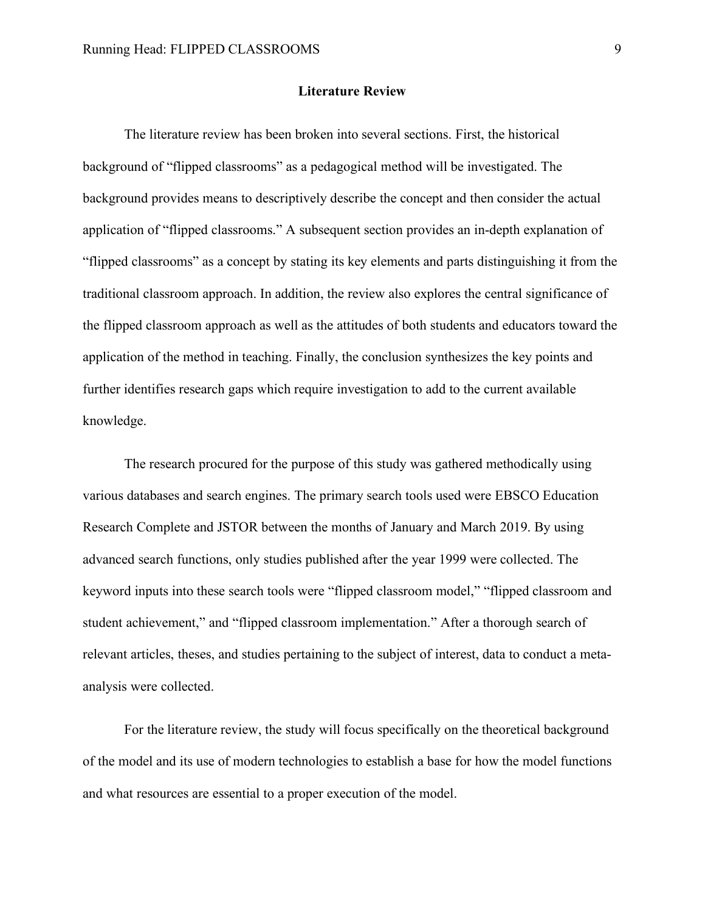## Literature Review

The literature review has been broken into several sections. First, the historical background of "flipped classrooms" as a pedagogical method will be investigated. The background provides means to descriptively describe the concept and then consider the actual application of "flipped classrooms." A subsequent section provides an in-depth explanation of "flipped classrooms" as a concept by stating its key elements and parts distinguishing it from the traditional classroom approach. In addition, the review also explores the central significance of the flipped classroom approach as well as the attitudes of both students and educators toward the application of the method in teaching. Finally, the conclusion synthesizes the key points and further identifies research gaps which require investigation to add to the current available knowledge.

The research procured for the purpose of this study was gathered methodically using various databases and search engines. The primary search tools used were EBSCO Education Research Complete and JSTOR between the months of January and March 2019. By using advanced search functions, only studies published after the year 1999 were collected. The keyword inputs into these search tools were "flipped classroom model," "flipped classroom and student achievement," and "flipped classroom implementation." After a thorough search of relevant articles, theses, and studies pertaining to the subject of interest, data to conduct a meta-analysis were collected.

For the literature review, the study will focus specifically on the theoretical background of the model and its use of modern technologies to establish a base for how the model functions and what resources are essential to a proper execution of the model.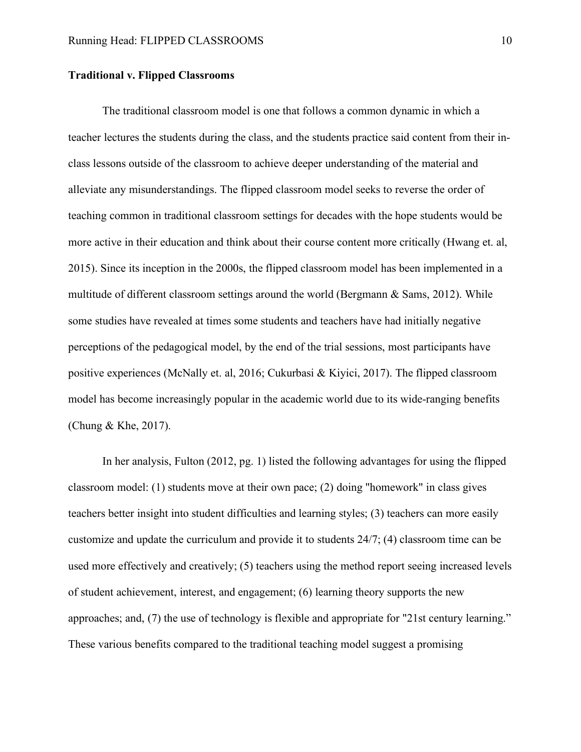**Traditional v. Flipped Classrooms**

The traditional classroom model is one that follows a common dynamic in which a teacher lectures the students during the class, and the students practice said content from their in-class lessons outside of the classroom to achieve deeper understanding of the material and alleviate any misunderstandings. The flipped classroom model seeks to reverse the order of teaching common in traditional classroom settings for decades with the hope students would be more active in their education and think about their course content more critically (Hwang et. al, 2015). Since its inception in the 2000s, the flipped classroom model has been implemented in a multitude of different classroom settings around the world (Bergmann & Sams, 2012). While some studies have revealed at times some students and teachers have had initially negative perceptions of the pedagogical model, by the end of the trial sessions, most participants have positive experiences (McNally et. al, 2016; Cukurbasi & Kiyici, 2017). The flipped classroom model has become increasingly popular in the academic world due to its wide-ranging benefits (Chung & Khe, 2017).

In her analysis, Fulton (2012, pg. 1) listed the following advantages for using the flipped classroom model: (1) students move at their own pace; (2) doing "homework" in class gives teachers better insight into student difficulties and learning styles; (3) teachers can more easily customize and update the curriculum and provide it to students 24/7; (4) classroom time can be used more effectively and creatively; (5) teachers using the method report seeing increased levels of student achievement, interest, and engagement; (6) learning theory supports the new approaches; and, (7) the use of technology is flexible and appropriate for "21st century learning." These various benefits compared to the traditional teaching model suggest a promising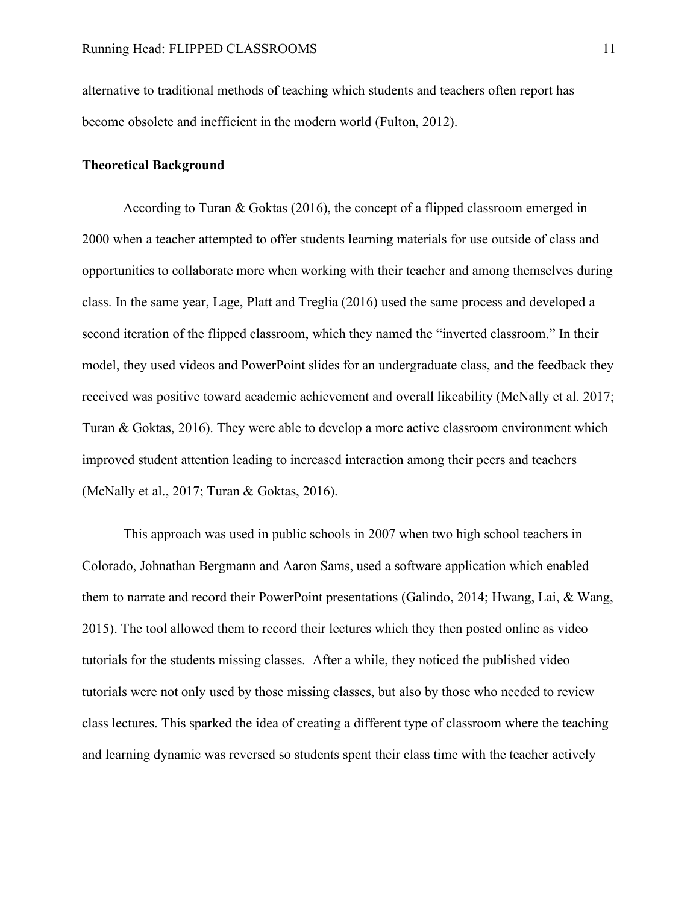alternative to traditional methods of teaching which students and teachers often report has become obsolete and inefficient in the modern world (Fulton, 2012).

**Theoretical Background**

According to Turan & Goktas (2016), the concept of a flipped classroom emerged in 2000 when a teacher attempted to offer students learning materials for use outside of class and opportunities to collaborate more when working with their teacher and among themselves during class. In the same year, Lage, Platt and Treglia (2016) used the same process and developed a second iteration of the flipped classroom, which they named the "inverted classroom." In their model, they used videos and PowerPoint slides for an undergraduate class, and the feedback they received was positive toward academic achievement and overall likeability (McNally et al. 2017; Turan & Goktas, 2016). They were able to develop a more active classroom environment which improved student attention leading to increased interaction among their peers and teachers (McNally et al., 2017; Turan & Goktas, 2016).

This approach was used in public schools in 2007 when two high school teachers in Colorado, Johnathan Bergmann and Aaron Sams, used a software application which enabled them to narrate and record their PowerPoint presentations (Galindo, 2014; Hwang, Lai, & Wang, 2015). The tool allowed them to record their lectures which they then posted online as video tutorials for the students missing classes. After a while, they noticed the published video tutorials were not only used by those missing classes, but also by those who needed to review class lectures. This sparked the idea of creating a different type of classroom where the teaching and learning dynamic was reversed so students spent their class time with the teacher actively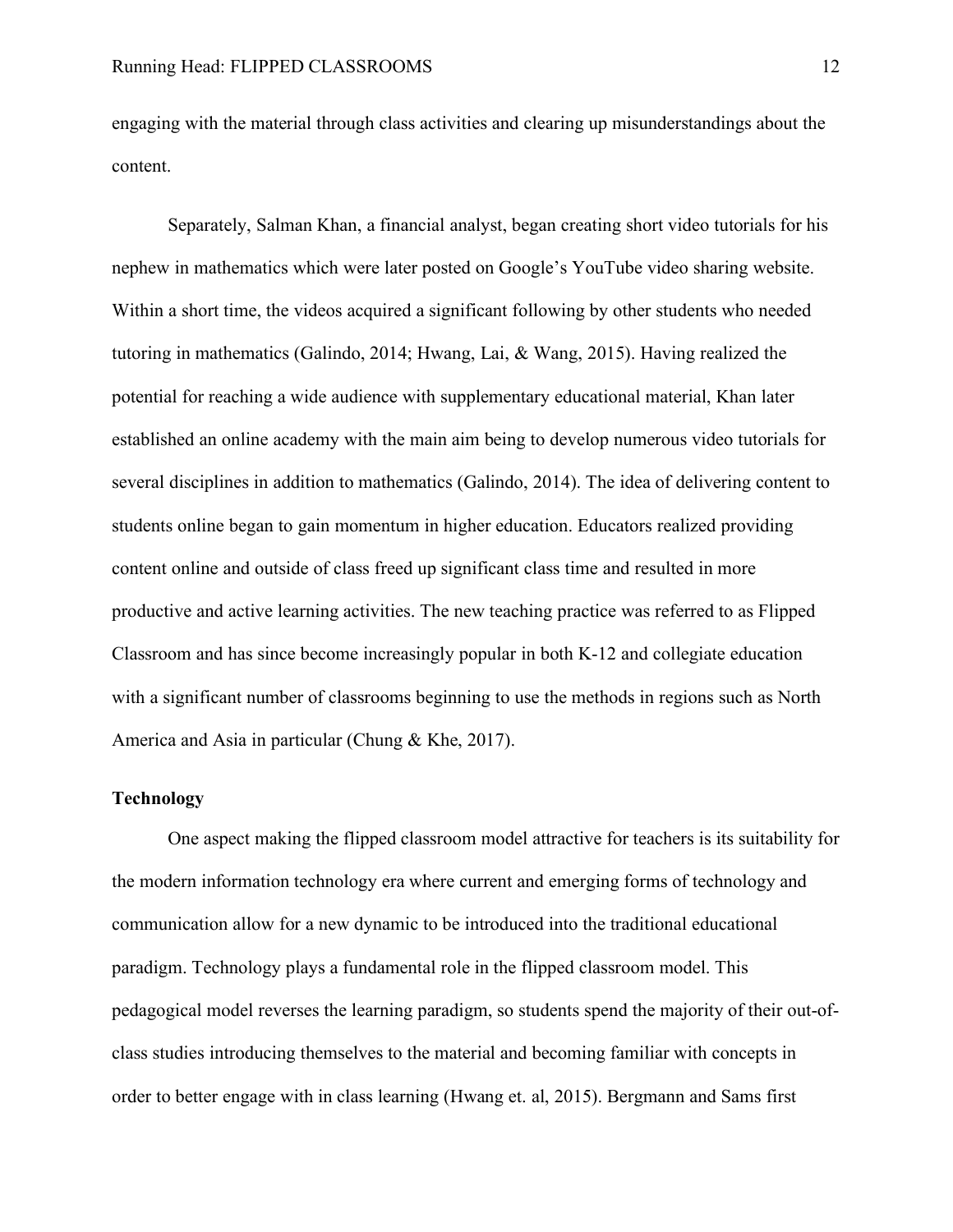engaging with the material through class activities and clearing up misunderstandings about the content.

Separately, Salman Khan, a financial analyst, began creating short video tutorials for his nephew in mathematics which were later posted on Google's YouTube video sharing website. Within a short time, the videos acquired a significant following by other students who needed tutoring in mathematics (Galindo, 2014; Hwang, Lai, & Wang, 2015). Having realized the potential for reaching a wide audience with supplementary educational material, Khan later established an online academy with the main aim being to develop numerous video tutorials for several disciplines in addition to mathematics (Galindo, 2014). The idea of delivering content to students online began to gain momentum in higher education. Educators realized providing content online and outside of class freed up significant class time and resulted in more productive and active learning activities. The new teaching practice was referred to as Flipped Classroom and has since become increasingly popular in both K-12 and collegiate education with a significant number of classrooms beginning to use the methods in regions such as North America and Asia in particular (Chung & Khe, 2017).

**Technology**

One aspect making the flipped classroom model attractive for teachers is its suitability for the modern information technology era where current and emerging forms of technology and communication allow for a new dynamic to be introduced into the traditional educational paradigm. Technology plays a fundamental role in the flipped classroom model. This pedagogical model reverses the learning paradigm, so students spend the majority of their out-of-class studies introducing themselves to the material and becoming familiar with concepts in order to better engage with in class learning (Hwang et. al, 2015). Bergmann and Sams first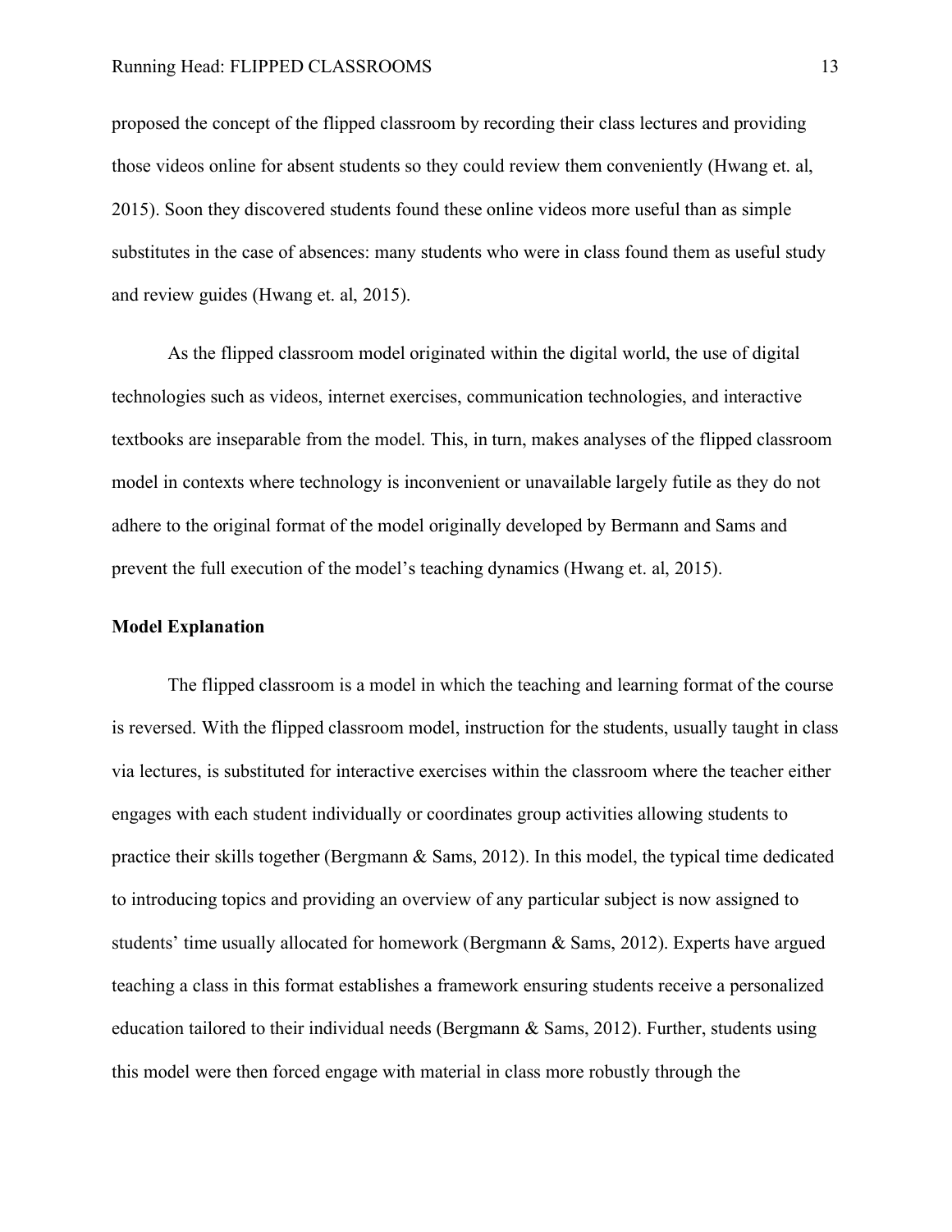proposed the concept of the flipped classroom by recording their class lectures and providing those videos online for absent students so they could review them conveniently (Hwang et. al, 2015). Soon they discovered students found these online videos more useful than as simple substitutes in the case of absences: many students who were in class found them as useful study and review guides (Hwang et. al, 2015).

As the flipped classroom model originated within the digital world, the use of digital technologies such as videos, internet exercises, communication technologies, and interactive textbooks are inseparable from the model. This, in turn, makes analyses of the flipped classroom model in contexts where technology is inconvenient or unavailable largely futile as they do not adhere to the original format of the model originally developed by Bermann and Sams and prevent the full execution of the model's teaching dynamics (Hwang et. al, 2015).

**Model Explanation**

The flipped classroom is a model in which the teaching and learning format of the course is reversed. With the flipped classroom model, instruction for the students, usually taught in class via lectures, is substituted for interactive exercises within the classroom where the teacher either engages with each student individually or coordinates group activities allowing students to practice their skills together (Bergmann & Sams, 2012). In this model, the typical time dedicated to introducing topics and providing an overview of any particular subject is now assigned to students' time usually allocated for homework (Bergmann & Sams, 2012). Experts have argued teaching a class in this format establishes a framework ensuring students receive a personalized education tailored to their individual needs (Bergmann & Sams, 2012). Further, students using this model were then forced engage with material in class more robustly through the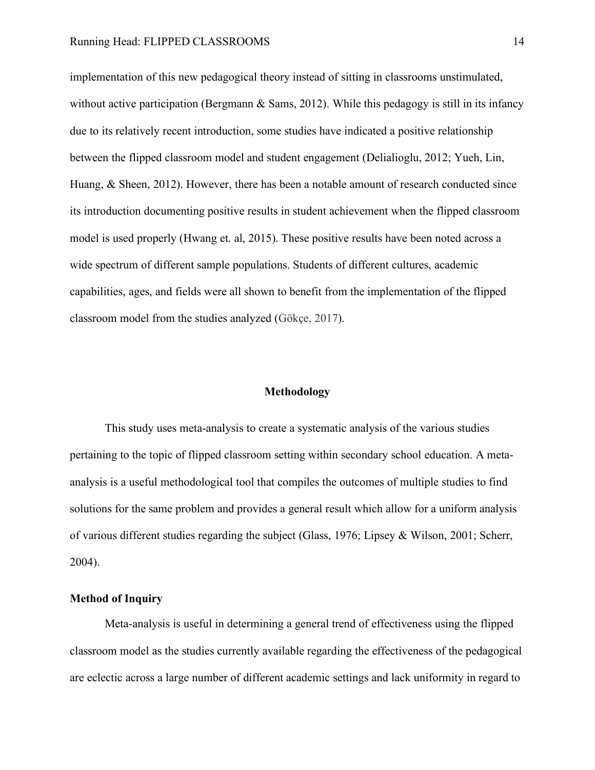implementation of this new pedagogical theory instead of sitting in classrooms unstimulated, without active participation (Bergmann & Sams, 2012). While this pedagogy is still in its infancy due to its relatively recent introduction, some studies have indicated a positive relationship between the flipped classroom model and student engagement (Delialioglu, 2012; Yueh, Lin, Huang, & Sheen, 2012). However, there has been a notable amount of research conducted since its introduction documenting positive results in student achievement when the flipped classroom model is used properly (Hwang et. al, 2015). These positive results have been noted across a wide spectrum of different sample populations. Students of different cultures, academic capabilities, ages, and fields were all shown to benefit from the implementation of the flipped classroom model from the studies analyzed (Gökçe, 2017).

## Methodology

This study uses meta-analysis to create a systematic analysis of the various studies pertaining to the topic of flipped classroom setting within secondary school education. A meta-analysis is a useful methodological tool that compiles the outcomes of multiple studies to find solutions for the same problem and provides a general result which allow for a uniform analysis of various different studies regarding the subject (Glass, 1976; Lipsey & Wilson, 2001; Scherr, 2004).

### Method of Inquiry

Meta-analysis is useful in determining a general trend of effectiveness using the flipped classroom model as the studies currently available regarding the effectiveness of the pedagogical are eclectic across a large number of different academic settings and lack uniformity in regard to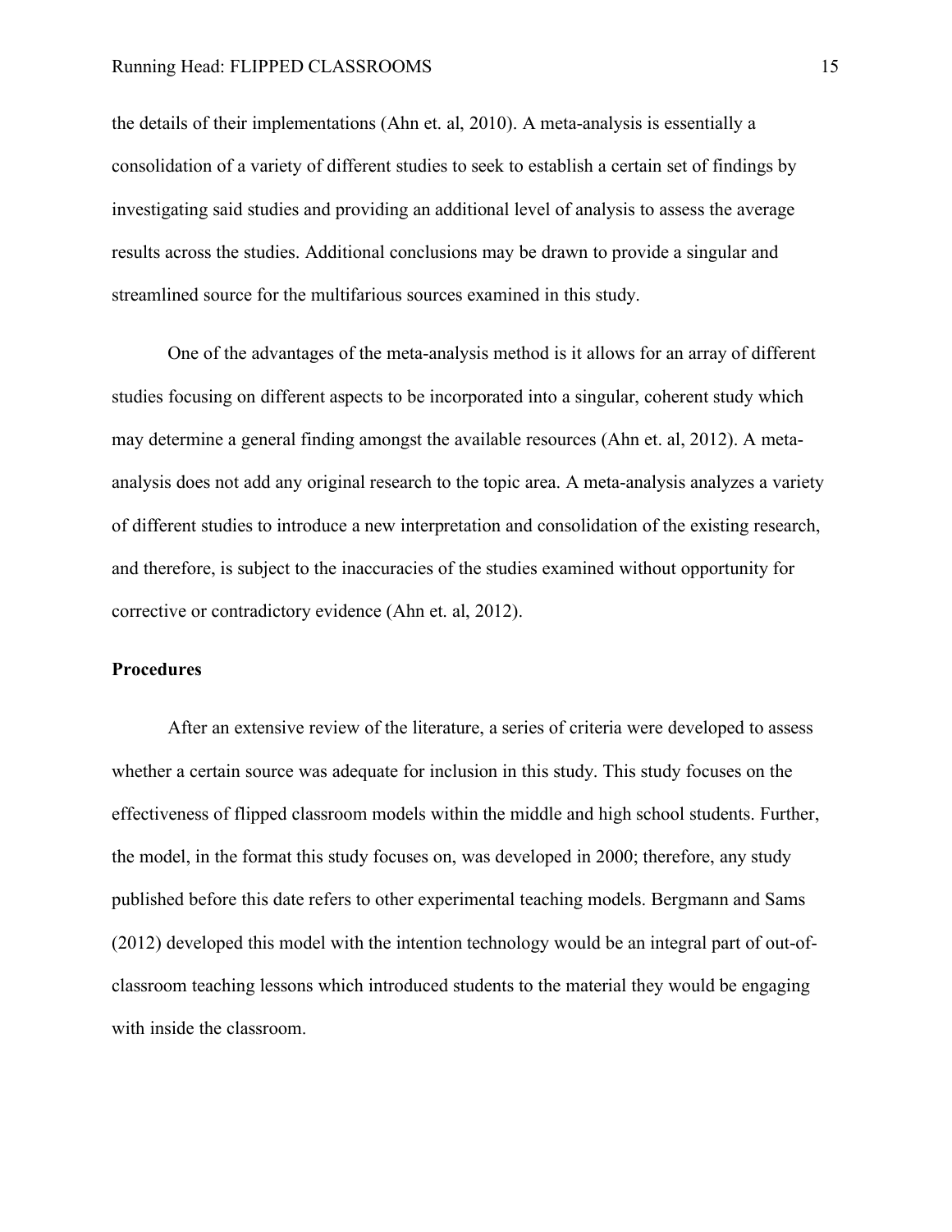the details of their implementations (Ahn et. al, 2010). A meta-analysis is essentially a consolidation of a variety of different studies to seek to establish a certain set of findings by investigating said studies and providing an additional level of analysis to assess the average results across the studies. Additional conclusions may be drawn to provide a singular and streamlined source for the multifarious sources examined in this study.

One of the advantages of the meta-analysis method is it allows for an array of different studies focusing on different aspects to be incorporated into a singular, coherent study which may determine a general finding amongst the available resources (Ahn et. al, 2012). A meta-analysis does not add any original research to the topic area. A meta-analysis analyzes a variety of different studies to introduce a new interpretation and consolidation of the existing research, and therefore, is subject to the inaccuracies of the studies examined without opportunity for corrective or contradictory evidence (Ahn et. al, 2012).

**Procedures**

After an extensive review of the literature, a series of criteria were developed to assess whether a certain source was adequate for inclusion in this study. This study focuses on the effectiveness of flipped classroom models within the middle and high school students. Further, the model, in the format this study focuses on, was developed in 2000; therefore, any study published before this date refers to other experimental teaching models. Bergmann and Sams (2012) developed this model with the intention technology would be an integral part of out-of-classroom teaching lessons which introduced students to the material they would be engaging with inside the classroom.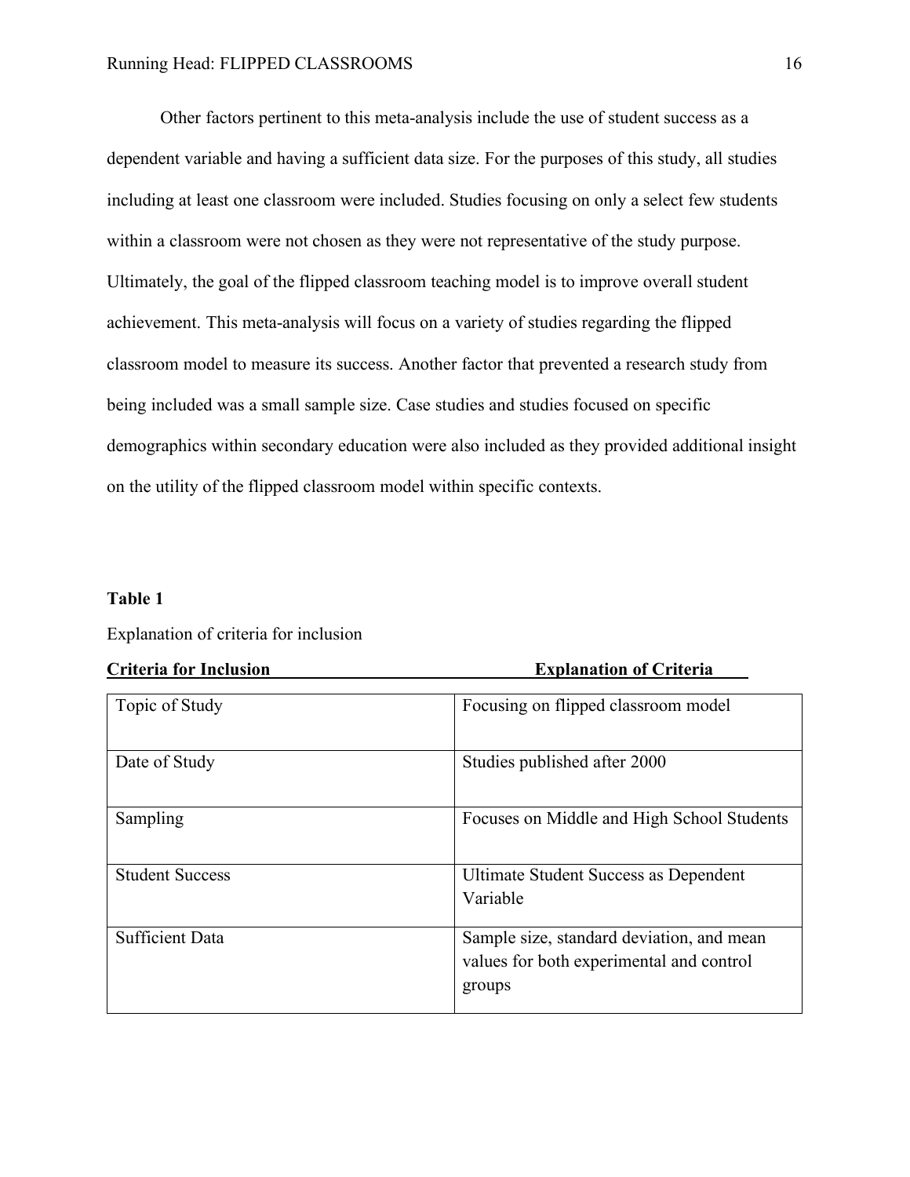Other factors pertinent to this meta-analysis include the use of student success as a dependent variable and having a sufficient data size. For the purposes of this study, all studies including at least one classroom were included. Studies focusing on only a select few students within a classroom were not chosen as they were not representative of the study purpose. Ultimately, the goal of the flipped classroom teaching model is to improve overall student achievement. This meta-analysis will focus on a variety of studies regarding the flipped classroom model to measure its success. Another factor that prevented a research study from being included was a small sample size. Case studies and studies focused on specific demographics within secondary education were also included as they provided additional insight on the utility of the flipped classroom model within specific contexts.

**Table 1**

Explanation of criteria for inclusion

| Criteria for Inclusion | Explanation of Criteria |
| --- | --- |
| Topic of Study | Focusing on flipped classroom model |
| Date of Study | Studies published after 2000 |
| Sampling | Focuses on Middle and High School Students |
| Student Success | Ultimate Student Success as Dependent Variable |
| Sufficient Data | Sample size, standard deviation, and mean values for both experimental and control groups |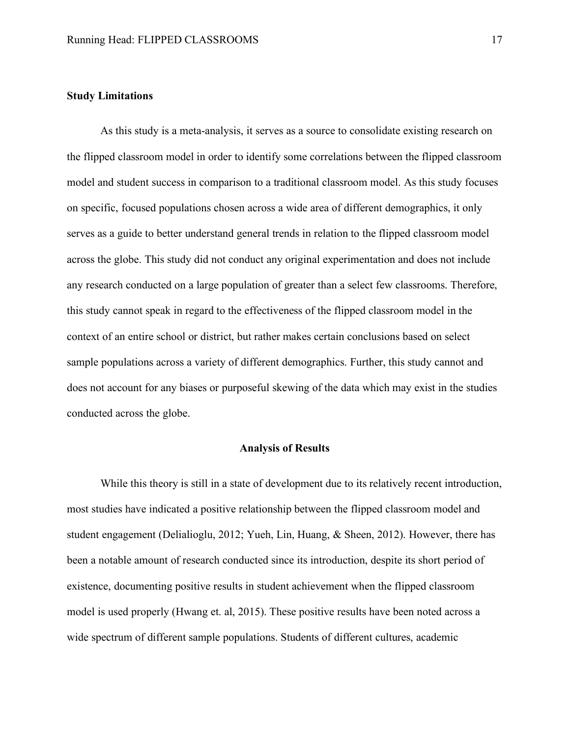**Study Limitations**

As this study is a meta-analysis, it serves as a source to consolidate existing research on the flipped classroom model in order to identify some correlations between the flipped classroom model and student success in comparison to a traditional classroom model. As this study focuses on specific, focused populations chosen across a wide area of different demographics, it only serves as a guide to better understand general trends in relation to the flipped classroom model across the globe. This study did not conduct any original experimentation and does not include any research conducted on a large population of greater than a select few classrooms. Therefore, this study cannot speak in regard to the effectiveness of the flipped classroom model in the context of an entire school or district, but rather makes certain conclusions based on select sample populations across a variety of different demographics. Further, this study cannot and does not account for any biases or purposeful skewing of the data which may exist in the studies conducted across the globe.

## Analysis of Results

While this theory is still in a state of development due to its relatively recent introduction, most studies have indicated a positive relationship between the flipped classroom model and student engagement (Delialioglu, 2012; Yueh, Lin, Huang, & Sheen, 2012). However, there has been a notable amount of research conducted since its introduction, despite its short period of existence, documenting positive results in student achievement when the flipped classroom model is used properly (Hwang et. al, 2015). These positive results have been noted across a wide spectrum of different sample populations. Students of different cultures, academic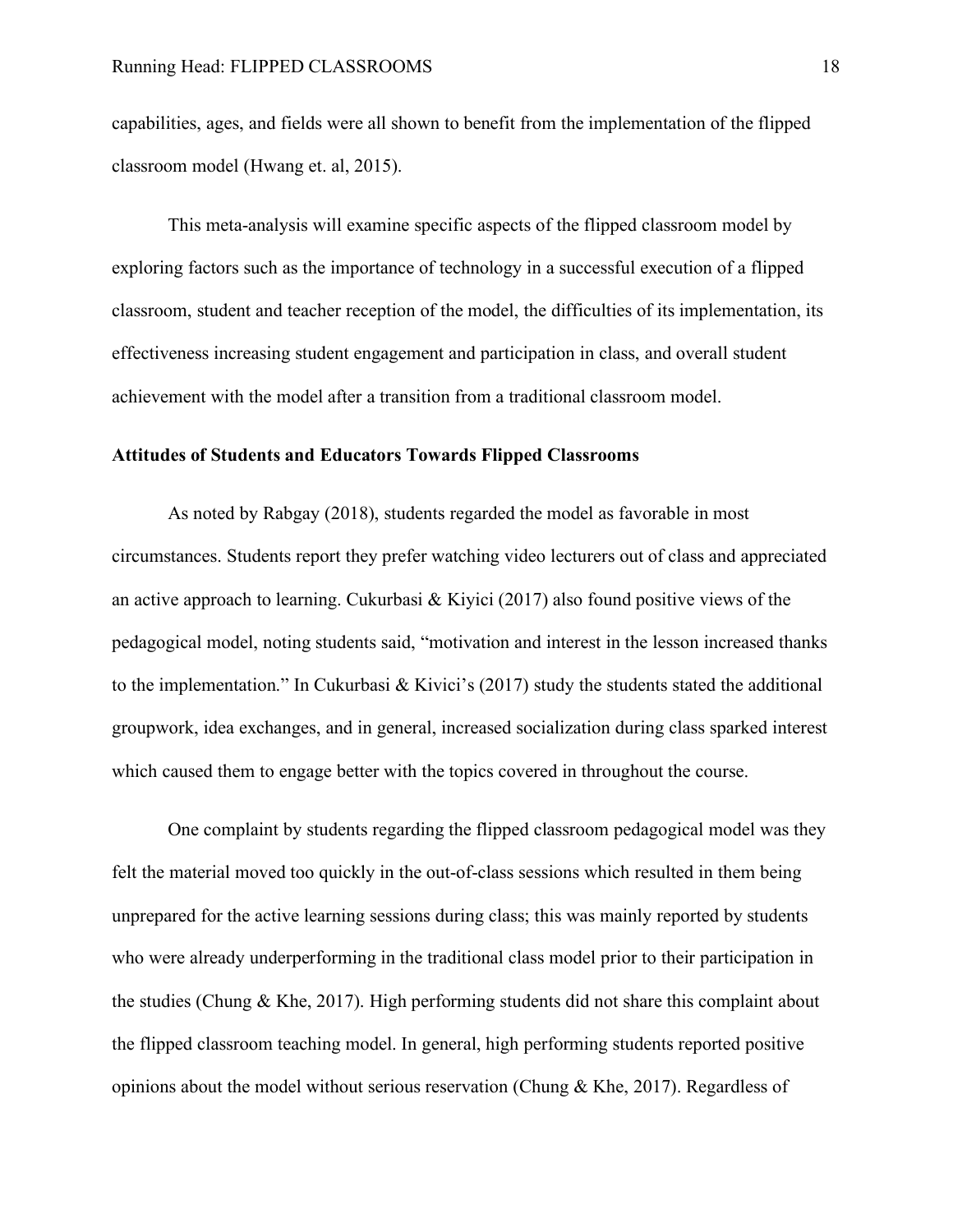capabilities, ages, and fields were all shown to benefit from the implementation of the flipped classroom model (Hwang et. al, 2015).

This meta-analysis will examine specific aspects of the flipped classroom model by exploring factors such as the importance of technology in a successful execution of a flipped classroom, student and teacher reception of the model, the difficulties of its implementation, its effectiveness increasing student engagement and participation in class, and overall student achievement with the model after a transition from a traditional classroom model.

**Attitudes of Students and Educators Towards Flipped Classrooms**

As noted by Rabgay (2018), students regarded the model as favorable in most circumstances. Students report they prefer watching video lecturers out of class and appreciated an active approach to learning. Cukurbasi & Kiyici (2017) also found positive views of the pedagogical model, noting students said, "motivation and interest in the lesson increased thanks to the implementation." In Cukurbasi & Kivici's (2017) study the students stated the additional groupwork, idea exchanges, and in general, increased socialization during class sparked interest which caused them to engage better with the topics covered in throughout the course.

One complaint by students regarding the flipped classroom pedagogical model was they felt the material moved too quickly in the out-of-class sessions which resulted in them being unprepared for the active learning sessions during class; this was mainly reported by students who were already underperforming in the traditional class model prior to their participation in the studies (Chung & Khe, 2017). High performing students did not share this complaint about the flipped classroom teaching model. In general, high performing students reported positive opinions about the model without serious reservation (Chung & Khe, 2017). Regardless of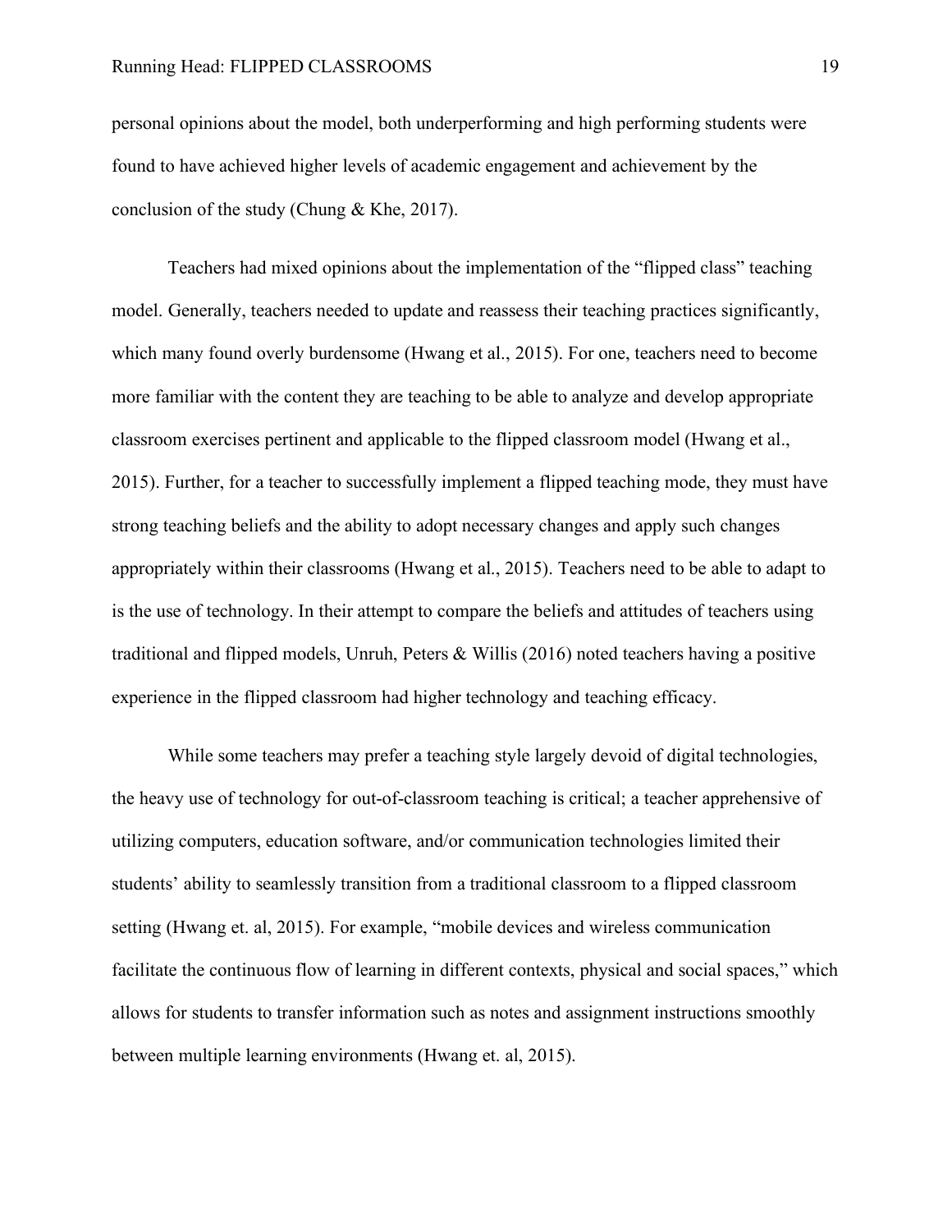personal opinions about the model, both underperforming and high performing students were found to have achieved higher levels of academic engagement and achievement by the conclusion of the study (Chung & Khe, 2017).

Teachers had mixed opinions about the implementation of the "flipped class" teaching model. Generally, teachers needed to update and reassess their teaching practices significantly, which many found overly burdensome (Hwang et al., 2015). For one, teachers need to become more familiar with the content they are teaching to be able to analyze and develop appropriate classroom exercises pertinent and applicable to the flipped classroom model (Hwang et al., 2015). Further, for a teacher to successfully implement a flipped teaching mode, they must have strong teaching beliefs and the ability to adopt necessary changes and apply such changes appropriately within their classrooms (Hwang et al., 2015). Teachers need to be able to adapt to is the use of technology. In their attempt to compare the beliefs and attitudes of teachers using traditional and flipped models, Unruh, Peters & Willis (2016) noted teachers having a positive experience in the flipped classroom had higher technology and teaching efficacy.

While some teachers may prefer a teaching style largely devoid of digital technologies, the heavy use of technology for out-of-classroom teaching is critical; a teacher apprehensive of utilizing computers, education software, and/or communication technologies limited their students' ability to seamlessly transition from a traditional classroom to a flipped classroom setting (Hwang et. al, 2015). For example, "mobile devices and wireless communication facilitate the continuous flow of learning in different contexts, physical and social spaces," which allows for students to transfer information such as notes and assignment instructions smoothly between multiple learning environments (Hwang et. al, 2015).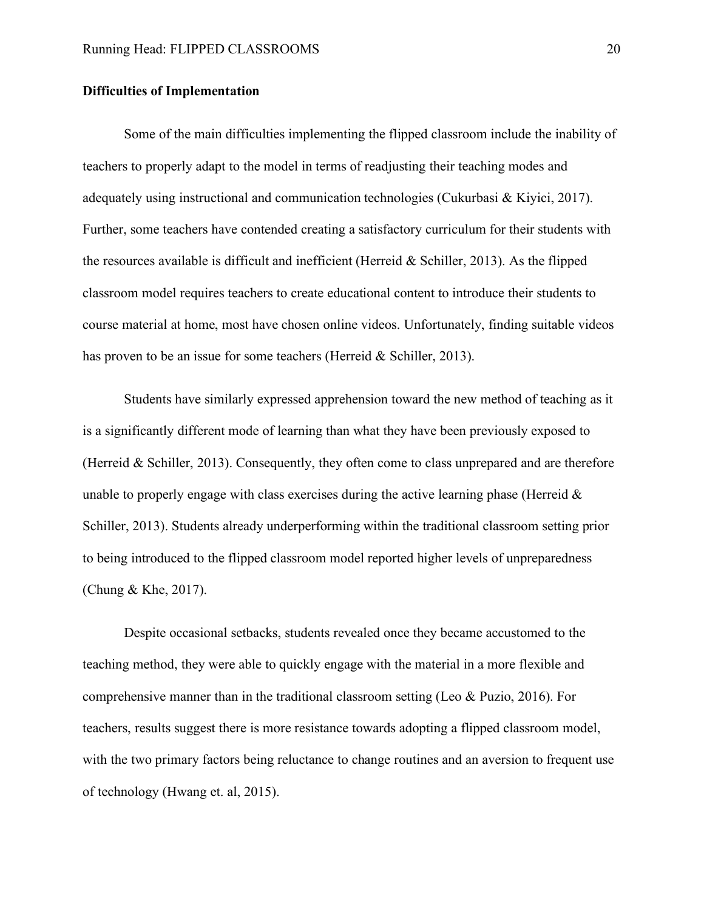**Difficulties of Implementation**

Some of the main difficulties implementing the flipped classroom include the inability of teachers to properly adapt to the model in terms of readjusting their teaching modes and adequately using instructional and communication technologies (Cukurbasi & Kiyici, 2017). Further, some teachers have contended creating a satisfactory curriculum for their students with the resources available is difficult and inefficient (Herreid & Schiller, 2013). As the flipped classroom model requires teachers to create educational content to introduce their students to course material at home, most have chosen online videos. Unfortunately, finding suitable videos has proven to be an issue for some teachers (Herreid & Schiller, 2013).

Students have similarly expressed apprehension toward the new method of teaching as it is a significantly different mode of learning than what they have been previously exposed to (Herreid & Schiller, 2013). Consequently, they often come to class unprepared and are therefore unable to properly engage with class exercises during the active learning phase (Herreid & Schiller, 2013). Students already underperforming within the traditional classroom setting prior to being introduced to the flipped classroom model reported higher levels of unpreparedness (Chung & Khe, 2017).

Despite occasional setbacks, students revealed once they became accustomed to the teaching method, they were able to quickly engage with the material in a more flexible and comprehensive manner than in the traditional classroom setting (Leo & Puzio, 2016). For teachers, results suggest there is more resistance towards adopting a flipped classroom model, with the two primary factors being reluctance to change routines and an aversion to frequent use of technology (Hwang et. al, 2015).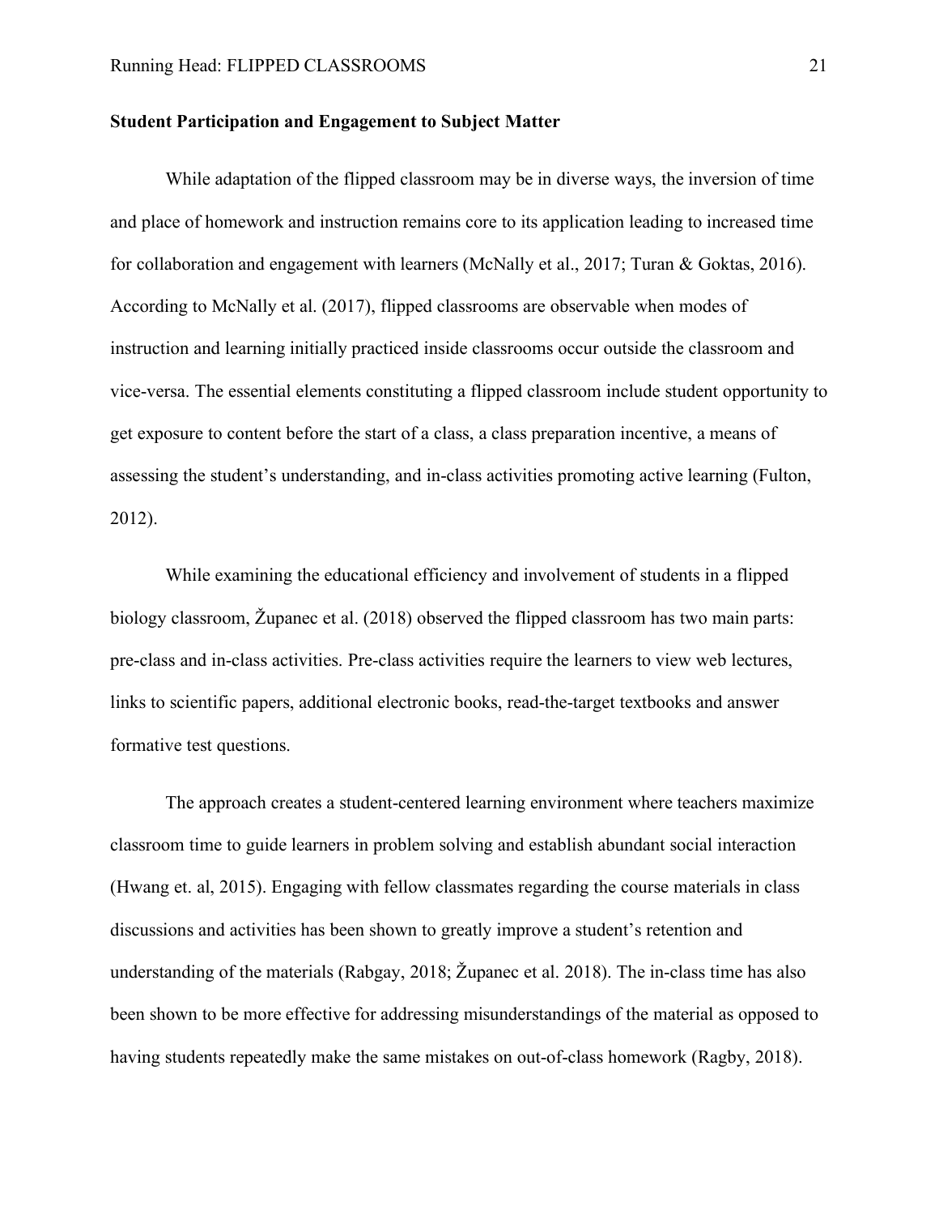**Student Participation and Engagement to Subject Matter**

While adaptation of the flipped classroom may be in diverse ways, the inversion of time and place of homework and instruction remains core to its application leading to increased time for collaboration and engagement with learners (McNally et al., 2017; Turan & Goktas, 2016). According to McNally et al. (2017), flipped classrooms are observable when modes of instruction and learning initially practiced inside classrooms occur outside the classroom and vice-versa. The essential elements constituting a flipped classroom include student opportunity to get exposure to content before the start of a class, a class preparation incentive, a means of assessing the student's understanding, and in-class activities promoting active learning (Fulton, 2012).

While examining the educational efficiency and involvement of students in a flipped biology classroom, Županec et al. (2018) observed the flipped classroom has two main parts: pre-class and in-class activities. Pre-class activities require the learners to view web lectures, links to scientific papers, additional electronic books, read-the-target textbooks and answer formative test questions.

The approach creates a student-centered learning environment where teachers maximize classroom time to guide learners in problem solving and establish abundant social interaction (Hwang et. al, 2015). Engaging with fellow classmates regarding the course materials in class discussions and activities has been shown to greatly improve a student's retention and understanding of the materials (Rabgay, 2018; Županec et al. 2018). The in-class time has also been shown to be more effective for addressing misunderstandings of the material as opposed to having students repeatedly make the same mistakes on out-of-class homework (Ragby, 2018).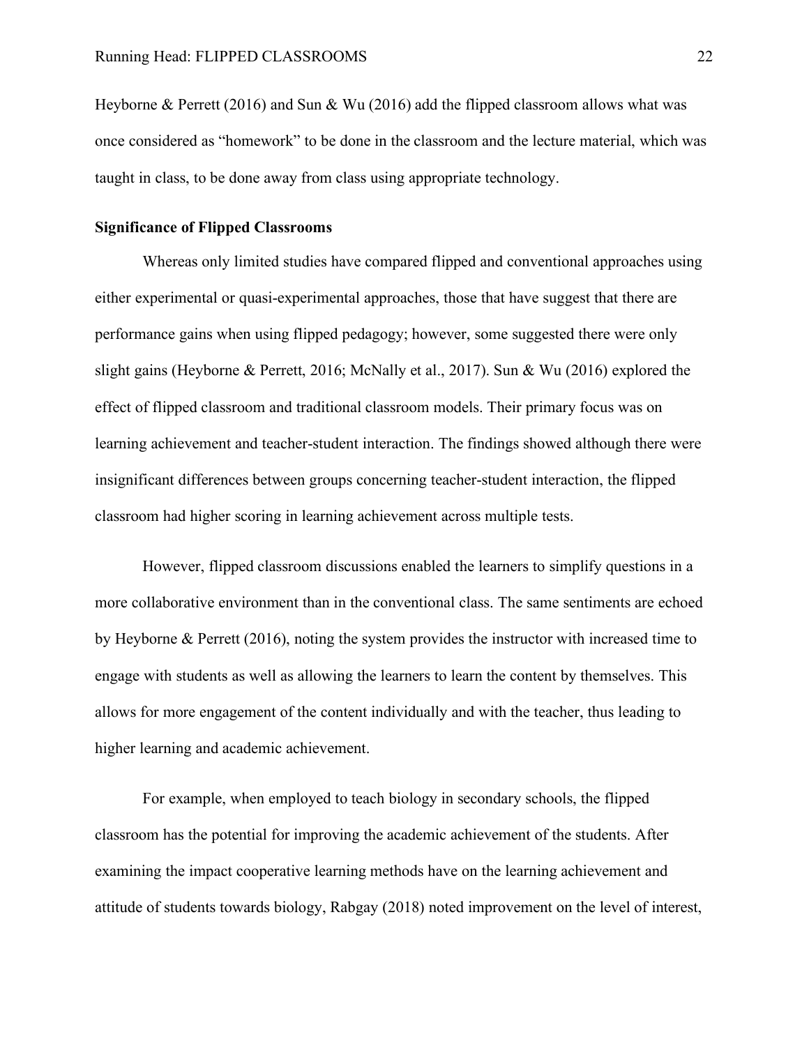Heyborne & Perrett (2016) and Sun & Wu (2016) add the flipped classroom allows what was once considered as “homework” to be done in the classroom and the lecture material, which was taught in class, to be done away from class using appropriate technology.

**Significance of Flipped Classrooms**

Whereas only limited studies have compared flipped and conventional approaches using either experimental or quasi-experimental approaches, those that have suggest that there are performance gains when using flipped pedagogy; however, some suggested there were only slight gains (Heyborne & Perrett, 2016; McNally et al., 2017). Sun & Wu (2016) explored the effect of flipped classroom and traditional classroom models. Their primary focus was on learning achievement and teacher-student interaction. The findings showed although there were insignificant differences between groups concerning teacher-student interaction, the flipped classroom had higher scoring in learning achievement across multiple tests.

However, flipped classroom discussions enabled the learners to simplify questions in a more collaborative environment than in the conventional class. The same sentiments are echoed by Heyborne & Perrett (2016), noting the system provides the instructor with increased time to engage with students as well as allowing the learners to learn the content by themselves. This allows for more engagement of the content individually and with the teacher, thus leading to higher learning and academic achievement.

For example, when employed to teach biology in secondary schools, the flipped classroom has the potential for improving the academic achievement of the students. After examining the impact cooperative learning methods have on the learning achievement and attitude of students towards biology, Rabgay (2018) noted improvement on the level of interest,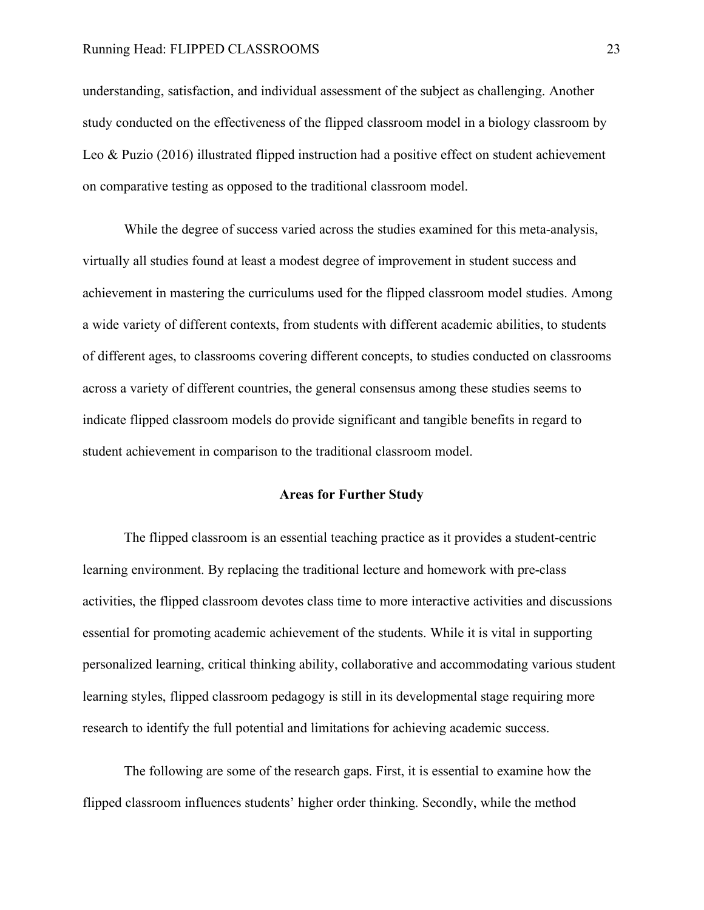understanding, satisfaction, and individual assessment of the subject as challenging. Another study conducted on the effectiveness of the flipped classroom model in a biology classroom by Leo & Puzio (2016) illustrated flipped instruction had a positive effect on student achievement on comparative testing as opposed to the traditional classroom model.

While the degree of success varied across the studies examined for this meta-analysis, virtually all studies found at least a modest degree of improvement in student success and achievement in mastering the curriculums used for the flipped classroom model studies. Among a wide variety of different contexts, from students with different academic abilities, to students of different ages, to classrooms covering different concepts, to studies conducted on classrooms across a variety of different countries, the general consensus among these studies seems to indicate flipped classroom models do provide significant and tangible benefits in regard to student achievement in comparison to the traditional classroom model.

## Areas for Further Study

The flipped classroom is an essential teaching practice as it provides a student-centric learning environment. By replacing the traditional lecture and homework with pre-class activities, the flipped classroom devotes class time to more interactive activities and discussions essential for promoting academic achievement of the students. While it is vital in supporting personalized learning, critical thinking ability, collaborative and accommodating various student learning styles, flipped classroom pedagogy is still in its developmental stage requiring more research to identify the full potential and limitations for achieving academic success.

The following are some of the research gaps. First, it is essential to examine how the flipped classroom influences students' higher order thinking. Secondly, while the method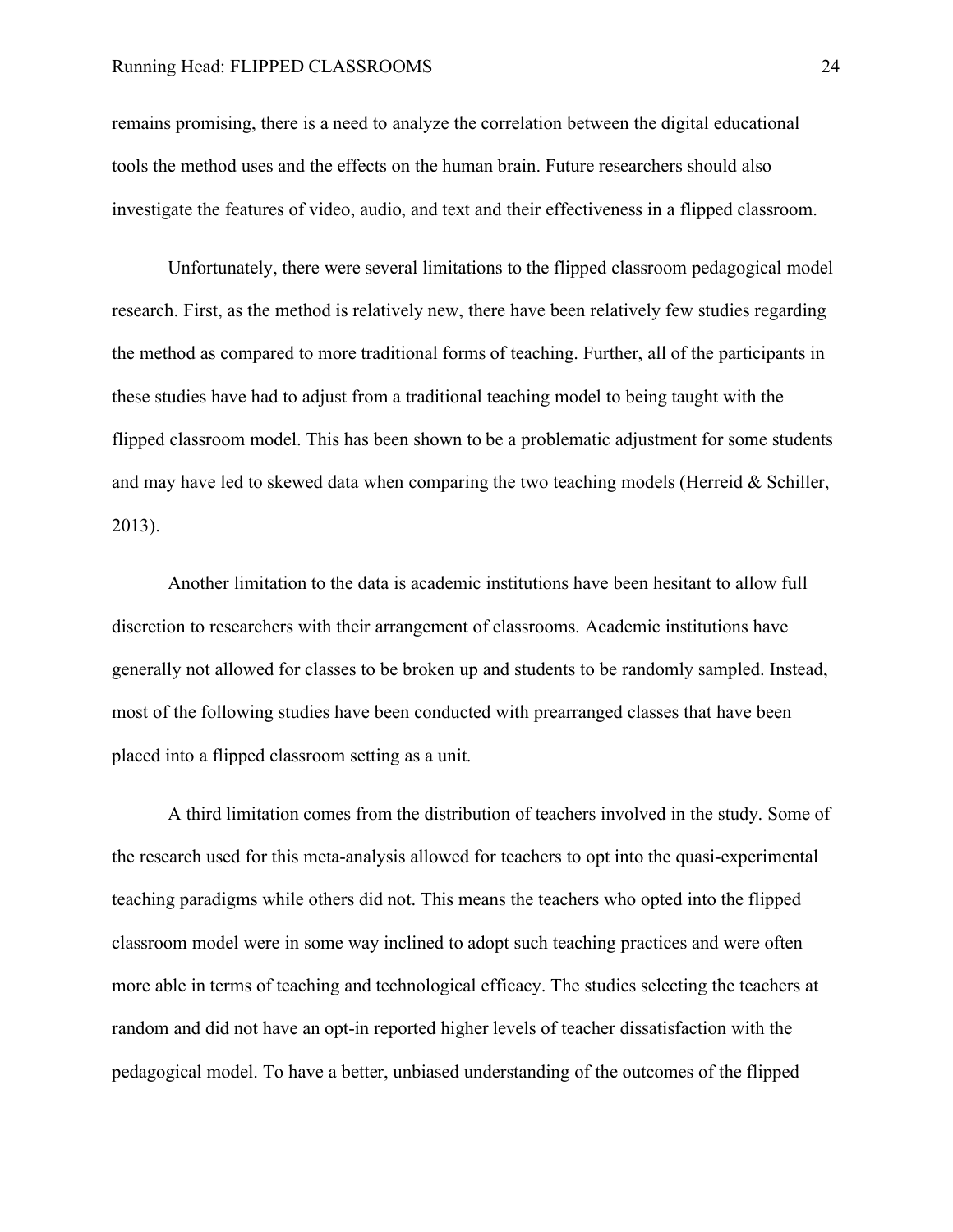remains promising, there is a need to analyze the correlation between the digital educational tools the method uses and the effects on the human brain. Future researchers should also investigate the features of video, audio, and text and their effectiveness in a flipped classroom.

Unfortunately, there were several limitations to the flipped classroom pedagogical model research. First, as the method is relatively new, there have been relatively few studies regarding the method as compared to more traditional forms of teaching. Further, all of the participants in these studies have had to adjust from a traditional teaching model to being taught with the flipped classroom model. This has been shown to be a problematic adjustment for some students and may have led to skewed data when comparing the two teaching models (Herreid & Schiller, 2013).

Another limitation to the data is academic institutions have been hesitant to allow full discretion to researchers with their arrangement of classrooms. Academic institutions have generally not allowed for classes to be broken up and students to be randomly sampled. Instead, most of the following studies have been conducted with prearranged classes that have been placed into a flipped classroom setting as a unit.

A third limitation comes from the distribution of teachers involved in the study. Some of the research used for this meta-analysis allowed for teachers to opt into the quasi-experimental teaching paradigms while others did not. This means the teachers who opted into the flipped classroom model were in some way inclined to adopt such teaching practices and were often more able in terms of teaching and technological efficacy. The studies selecting the teachers at random and did not have an opt-in reported higher levels of teacher dissatisfaction with the pedagogical model. To have a better, unbiased understanding of the outcomes of the flipped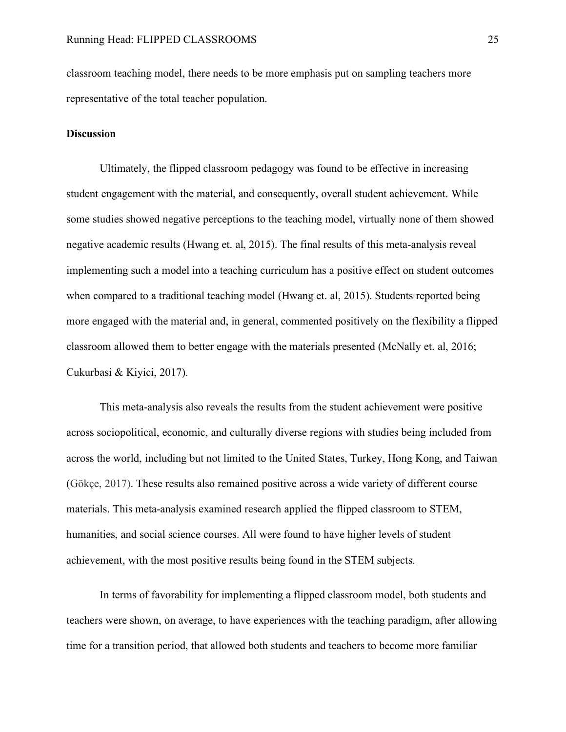classroom teaching model, there needs to be more emphasis put on sampling teachers more representative of the total teacher population.

**Discussion**

Ultimately, the flipped classroom pedagogy was found to be effective in increasing student engagement with the material, and consequently, overall student achievement. While some studies showed negative perceptions to the teaching model, virtually none of them showed negative academic results (Hwang et. al, 2015). The final results of this meta-analysis reveal implementing such a model into a teaching curriculum has a positive effect on student outcomes when compared to a traditional teaching model (Hwang et. al, 2015). Students reported being more engaged with the material and, in general, commented positively on the flexibility a flipped classroom allowed them to better engage with the materials presented (McNally et. al, 2016; Cukurbasi & Kiyici, 2017).

This meta-analysis also reveals the results from the student achievement were positive across sociopolitical, economic, and culturally diverse regions with studies being included from across the world, including but not limited to the United States, Turkey, Hong Kong, and Taiwan (Gökçe, 2017). These results also remained positive across a wide variety of different course materials. This meta-analysis examined research applied the flipped classroom to STEM, humanities, and social science courses. All were found to have higher levels of student achievement, with the most positive results being found in the STEM subjects.

In terms of favorability for implementing a flipped classroom model, both students and teachers were shown, on average, to have experiences with the teaching paradigm, after allowing time for a transition period, that allowed both students and teachers to become more familiar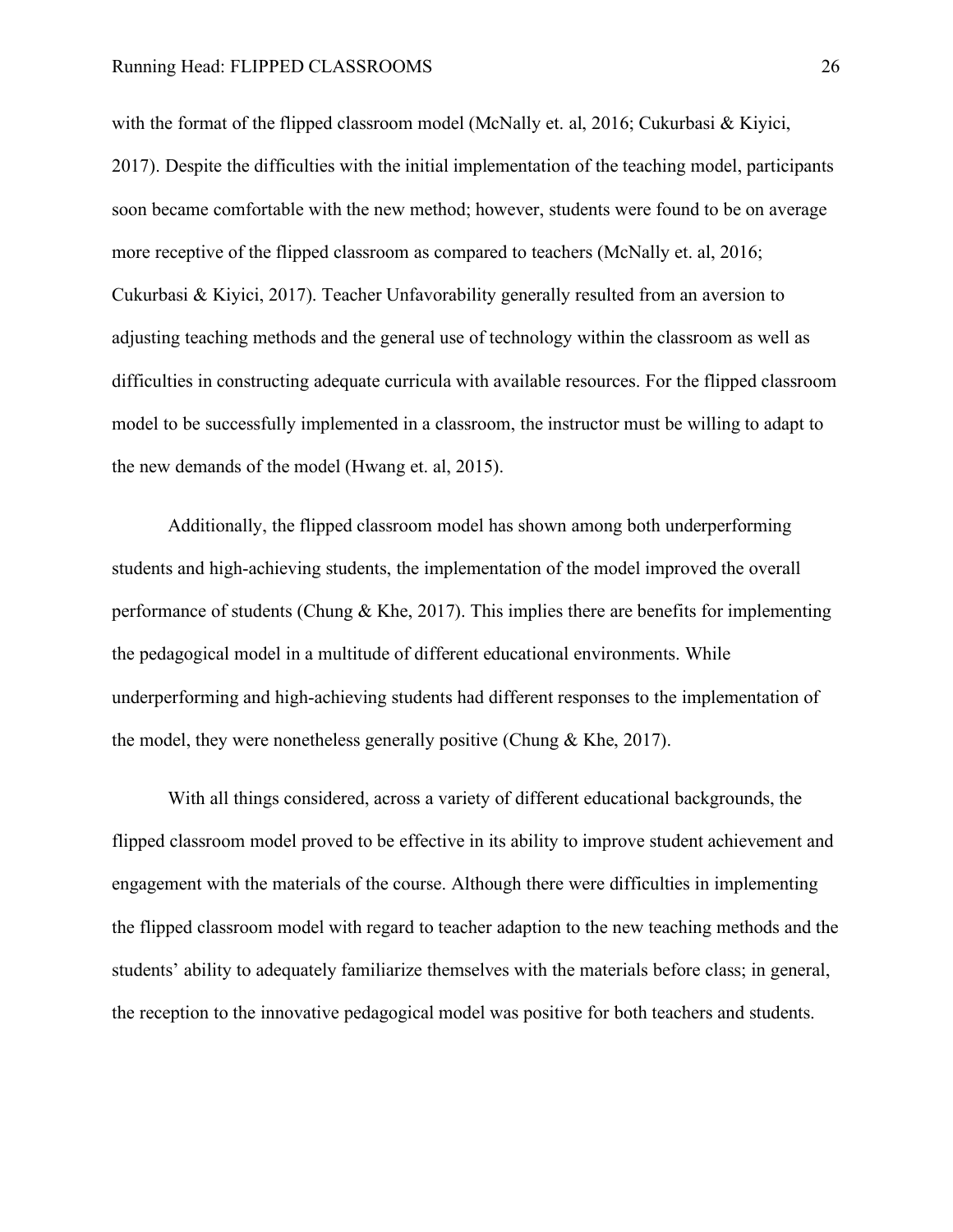with the format of the flipped classroom model (McNally et. al, 2016; Cukurbasi & Kiyici, 2017). Despite the difficulties with the initial implementation of the teaching model, participants soon became comfortable with the new method; however, students were found to be on average more receptive of the flipped classroom as compared to teachers (McNally et. al, 2016; Cukurbasi & Kiyici, 2017). Teacher Unfavorability generally resulted from an aversion to adjusting teaching methods and the general use of technology within the classroom as well as difficulties in constructing adequate curricula with available resources. For the flipped classroom model to be successfully implemented in a classroom, the instructor must be willing to adapt to the new demands of the model (Hwang et. al, 2015).

Additionally, the flipped classroom model has shown among both underperforming students and high-achieving students, the implementation of the model improved the overall performance of students (Chung & Khe, 2017). This implies there are benefits for implementing the pedagogical model in a multitude of different educational environments. While underperforming and high-achieving students had different responses to the implementation of the model, they were nonetheless generally positive (Chung & Khe, 2017).

With all things considered, across a variety of different educational backgrounds, the flipped classroom model proved to be effective in its ability to improve student achievement and engagement with the materials of the course. Although there were difficulties in implementing the flipped classroom model with regard to teacher adaption to the new teaching methods and the students' ability to adequately familiarize themselves with the materials before class; in general, the reception to the innovative pedagogical model was positive for both teachers and students.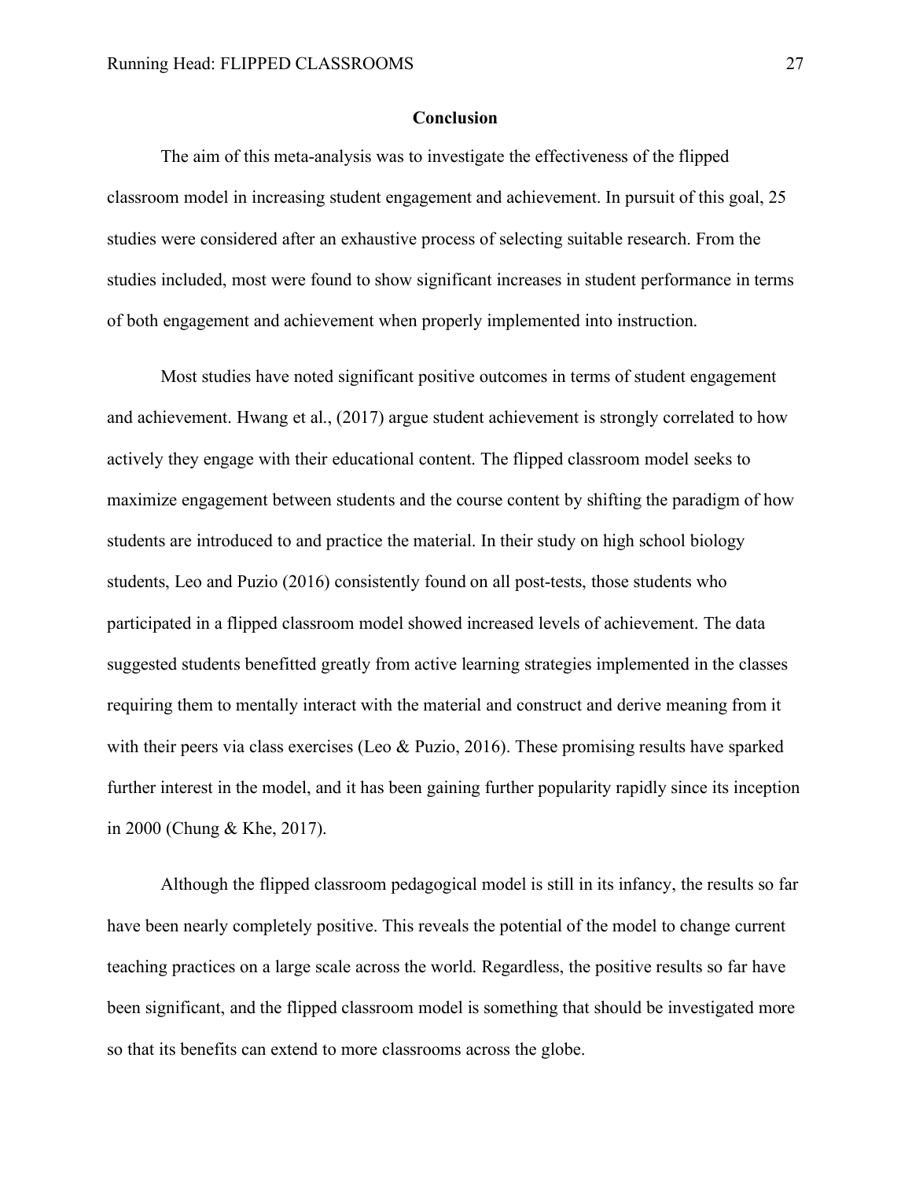## Conclusion

The aim of this meta-analysis was to investigate the effectiveness of the flipped classroom model in increasing student engagement and achievement. In pursuit of this goal, 25 studies were considered after an exhaustive process of selecting suitable research. From the studies included, most were found to show significant increases in student performance in terms of both engagement and achievement when properly implemented into instruction.

Most studies have noted significant positive outcomes in terms of student engagement and achievement. Hwang et al., (2017) argue student achievement is strongly correlated to how actively they engage with their educational content. The flipped classroom model seeks to maximize engagement between students and the course content by shifting the paradigm of how students are introduced to and practice the material. In their study on high school biology students, Leo and Puzio (2016) consistently found on all post-tests, those students who participated in a flipped classroom model showed increased levels of achievement. The data suggested students benefitted greatly from active learning strategies implemented in the classes requiring them to mentally interact with the material and construct and derive meaning from it with their peers via class exercises (Leo & Puzio, 2016). These promising results have sparked further interest in the model, and it has been gaining further popularity rapidly since its inception in 2000 (Chung & Khe, 2017).

Although the flipped classroom pedagogical model is still in its infancy, the results so far have been nearly completely positive. This reveals the potential of the model to change current teaching practices on a large scale across the world. Regardless, the positive results so far have been significant, and the flipped classroom model is something that should be investigated more so that its benefits can extend to more classrooms across the globe.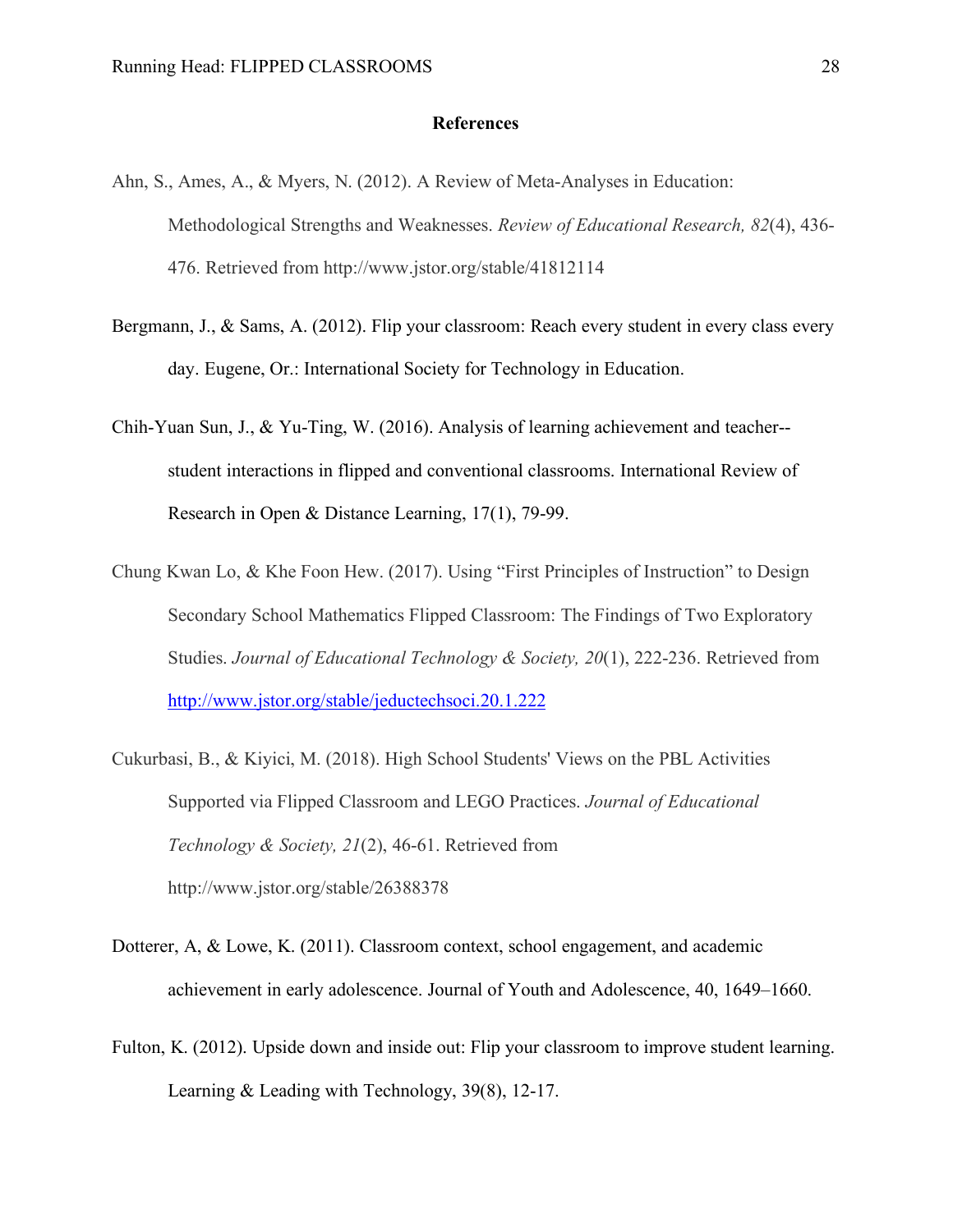**References**

Ahn, S., Ames, A., & Myers, N. (2012). A Review of Meta-Analyses in Education: Methodological Strengths and Weaknesses. *Review of Educational Research, 82*(4), 436-476. Retrieved from http://www.jstor.org/stable/41812114

Bergmann, J., & Sams, A. (2012). Flip your classroom: Reach every student in every class every day. Eugene, Or.: International Society for Technology in Education.

Chih-Yuan Sun, J., & Yu-Ting, W. (2016). Analysis of learning achievement and teacher--student interactions in flipped and conventional classrooms. International Review of Research in Open & Distance Learning, 17(1), 79-99.

Chung Kwan Lo, & Khe Foon Hew. (2017). Using "First Principles of Instruction" to Design Secondary School Mathematics Flipped Classroom: The Findings of Two Exploratory Studies. *Journal of Educational Technology & Society, 20*(1), 222-236. Retrieved from http://www.jstor.org/stable/jeductechsoci.20.1.222

Cukurbasi, B., & Kiyici, M. (2018). High School Students' Views on the PBL Activities Supported via Flipped Classroom and LEGO Practices. *Journal of Educational Technology & Society, 21*(2), 46-61. Retrieved from http://www.jstor.org/stable/26388378

Dotterer, A, & Lowe, K. (2011). Classroom context, school engagement, and academic achievement in early adolescence. Journal of Youth and Adolescence, 40, 1649–1660.

Fulton, K. (2012). Upside down and inside out: Flip your classroom to improve student learning. Learning & Leading with Technology, 39(8), 12-17.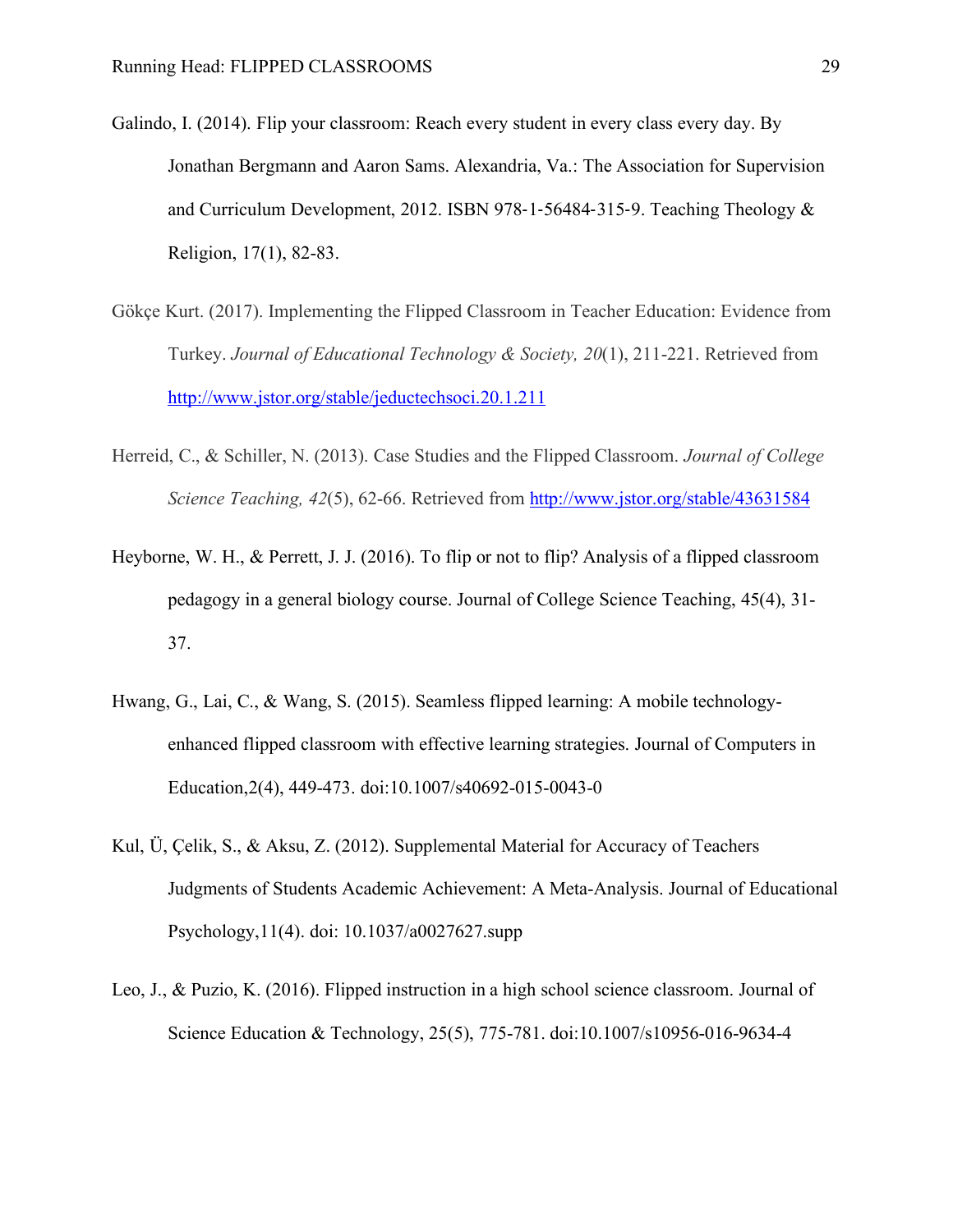Galindo, I. (2014). Flip your classroom: Reach every student in every class every day. By Jonathan Bergmann and Aaron Sams. Alexandria, Va.: The Association for Supervision and Curriculum Development, 2012. ISBN 978‐1‐56484‐315‐9. Teaching Theology & Religion, 17(1), 82-83.

Gökçe Kurt. (2017). Implementing the Flipped Classroom in Teacher Education: Evidence from Turkey. *Journal of Educational Technology & Society, 20*(1), 211-221. Retrieved from http://www.jstor.org/stable/jeductechsoci.20.1.211

Herreid, C., & Schiller, N. (2013). Case Studies and the Flipped Classroom. *Journal of College Science Teaching, 42*(5), 62-66. Retrieved from http://www.jstor.org/stable/43631584

Heyborne, W. H., & Perrett, J. J. (2016). To flip or not to flip? Analysis of a flipped classroom pedagogy in a general biology course. Journal of College Science Teaching, 45(4), 31-37.

Hwang, G., Lai, C., & Wang, S. (2015). Seamless flipped learning: A mobile technology-enhanced flipped classroom with effective learning strategies. Journal of Computers in Education,2(4), 449-473. doi:10.1007/s40692-015-0043-0

Kul, Ü, Çelik, S., & Aksu, Z. (2012). Supplemental Material for Accuracy of Teachers Judgments of Students Academic Achievement: A Meta-Analysis. Journal of Educational Psychology,11(4). doi: 10.1037/a0027627.supp

Leo, J., & Puzio, K. (2016). Flipped instruction in a high school science classroom. Journal of Science Education & Technology, 25(5), 775-781. doi:10.1007/s10956-016-9634-4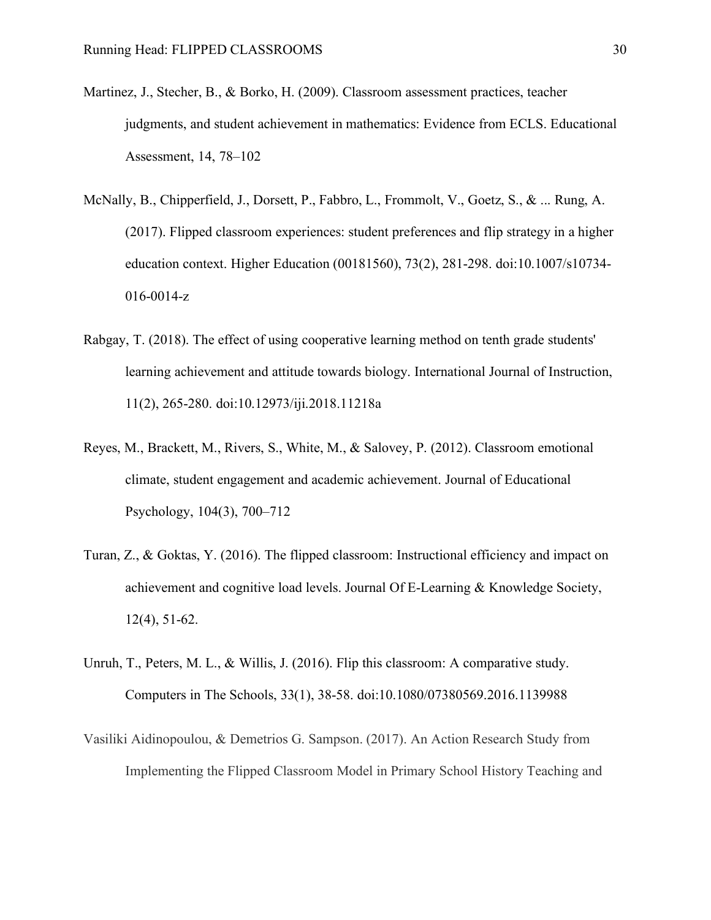Martinez, J., Stecher, B., & Borko, H. (2009). Classroom assessment practices, teacher judgments, and student achievement in mathematics: Evidence from ECLS. Educational Assessment, 14, 78–102

McNally, B., Chipperfield, J., Dorsett, P., Fabbro, L., Frommolt, V., Goetz, S., & ... Rung, A. (2017). Flipped classroom experiences: student preferences and flip strategy in a higher education context. Higher Education (00181560), 73(2), 281-298. doi:10.1007/s10734-016-0014-z

Rabgay, T. (2018). The effect of using cooperative learning method on tenth grade students' learning achievement and attitude towards biology. International Journal of Instruction, 11(2), 265-280. doi:10.12973/iji.2018.11218a

Reyes, M., Brackett, M., Rivers, S., White, M., & Salovey, P. (2012). Classroom emotional climate, student engagement and academic achievement. Journal of Educational Psychology, 104(3), 700–712

Turan, Z., & Goktas, Y. (2016). The flipped classroom: Instructional efficiency and impact on achievement and cognitive load levels. Journal Of E-Learning & Knowledge Society, 12(4), 51-62.

Unruh, T., Peters, M. L., & Willis, J. (2016). Flip this classroom: A comparative study. Computers in The Schools, 33(1), 38-58. doi:10.1080/07380569.2016.1139988

Vasiliki Aidinopoulou, & Demetrios G. Sampson. (2017). An Action Research Study from Implementing the Flipped Classroom Model in Primary School History Teaching and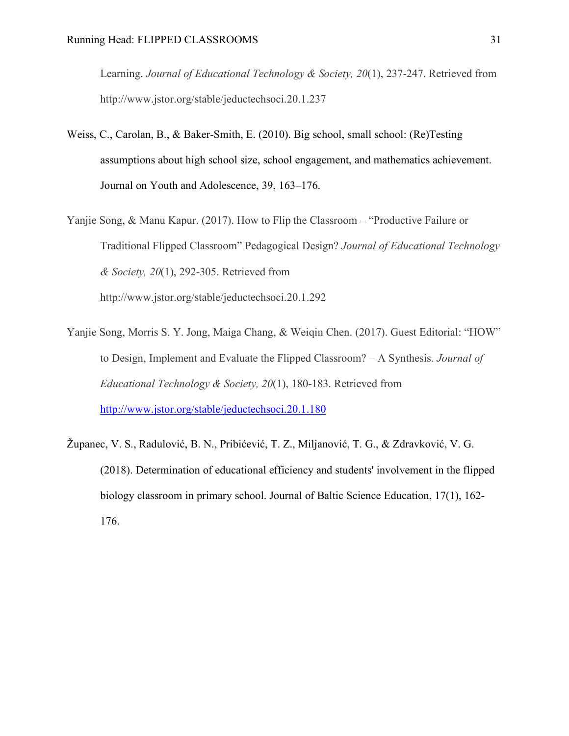Learning. *Journal of Educational Technology & Society, 20*(1), 237-247. Retrieved from http://www.jstor.org/stable/jeductechsoci.20.1.237

Weiss, C., Carolan, B., & Baker-Smith, E. (2010). Big school, small school: (Re)Testing assumptions about high school size, school engagement, and mathematics achievement. Journal on Youth and Adolescence, 39, 163–176.

Yanjie Song, & Manu Kapur. (2017). How to Flip the Classroom – "Productive Failure or Traditional Flipped Classroom" Pedagogical Design? *Journal of Educational Technology & Society, 20*(1), 292-305. Retrieved from http://www.jstor.org/stable/jeductechsoci.20.1.292

Yanjie Song, Morris S. Y. Jong, Maiga Chang, & Weiqin Chen. (2017). Guest Editorial: "HOW" to Design, Implement and Evaluate the Flipped Classroom? – A Synthesis. *Journal of Educational Technology & Society, 20*(1), 180-183. Retrieved from http://www.jstor.org/stable/jeductechsoci.20.1.180

Županec, V. S., Radulović, B. N., Pribićević, T. Z., Miljanović, T. G., & Zdravković, V. G. (2018). Determination of educational efficiency and students' involvement in the flipped biology classroom in primary school. Journal of Baltic Science Education, 17(1), 162-176.